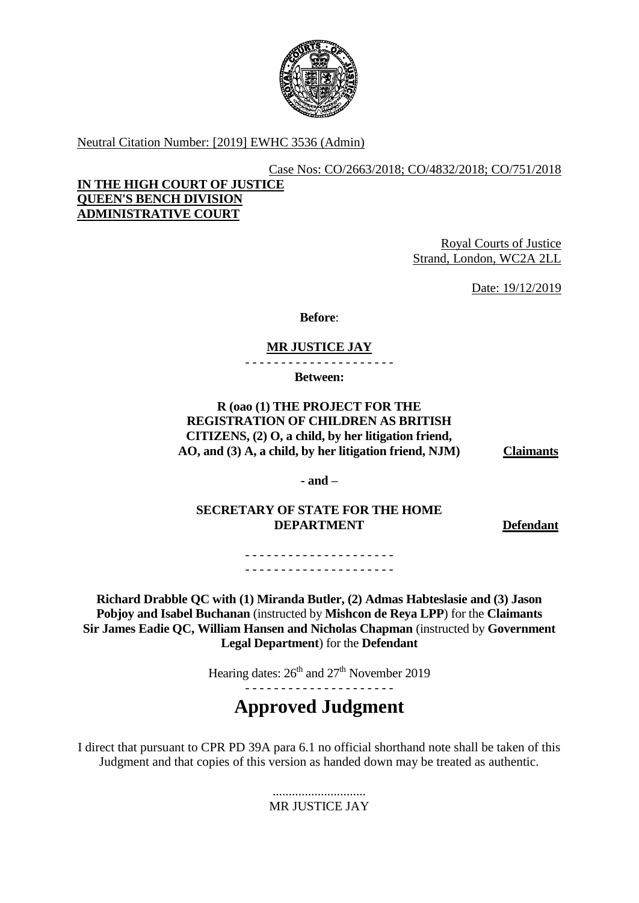Neutral Citation Number: [2019] EWHC 3536 (Admin)

Case Nos: CO/2663/2018; CO/4832/2018; CO/751/2018

**IN THE HIGH COURT OF JUSTICE**
**QUEEN'S BENCH DIVISION**
**ADMINISTRATIVE COURT**

Royal Courts of Justice
Strand, London, WC2A 2LL

Date: 19/12/2019

**Before**:

**MR JUSTICE JAY**

- - - - - - - - - - - - - - - - - - - - -

**Between:**

**R (oao (1) THE PROJECT FOR THE REGISTRATION OF CHILDREN AS BRITISH CITIZENS, (2) O, a child, by her litigation friend, AO, and (3) A, a child, by her litigation friend, NJM)** — **Claimants**

**- and –**

**SECRETARY OF STATE FOR THE HOME DEPARTMENT** — **Defendant**

- - - - - - - - - - - - - - - - - - - - -
- - - - - - - - - - - - - - - - - - - - -

**Richard Drabble QC with (1) Miranda Butler, (2) Admas Habteslasie and (3) Jason Pobjoy and Isabel Buchanan** (instructed by **Mishcon de Reya LPP**) for the **Claimants**
**Sir James Eadie QC, William Hansen and Nicholas Chapman** (instructed by **Government Legal Department**) for the **Defendant**

Hearing dates: 26th and 27th November 2019

- - - - - - - - - - - - - - - - - - - - -

# Approved Judgment

I direct that pursuant to CPR PD 39A para 6.1 no official shorthand note shall be taken of this Judgment and that copies of this version as handed down may be treated as authentic.

.............................
MR JUSTICE JAY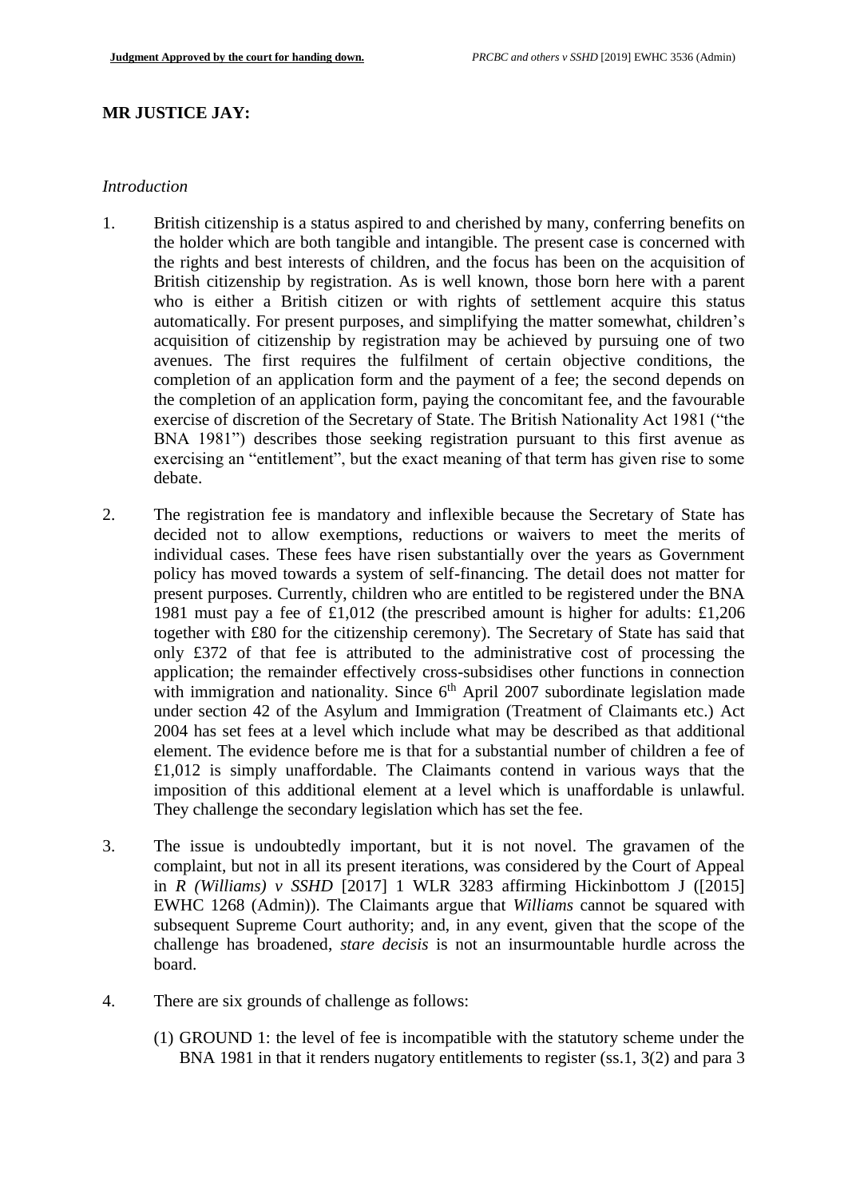## MR JUSTICE JAY:

*Introduction*

1. British citizenship is a status aspired to and cherished by many, conferring benefits on the holder which are both tangible and intangible. The present case is concerned with the rights and best interests of children, and the focus has been on the acquisition of British citizenship by registration. As is well known, those born here with a parent who is either a British citizen or with rights of settlement acquire this status automatically. For present purposes, and simplifying the matter somewhat, children's acquisition of citizenship by registration may be achieved by pursuing one of two avenues. The first requires the fulfilment of certain objective conditions, the completion of an application form and the payment of a fee; the second depends on the completion of an application form, paying the concomitant fee, and the favourable exercise of discretion of the Secretary of State. The British Nationality Act 1981 ("the BNA 1981") describes those seeking registration pursuant to this first avenue as exercising an "entitlement", but the exact meaning of that term has given rise to some debate.

2. The registration fee is mandatory and inflexible because the Secretary of State has decided not to allow exemptions, reductions or waivers to meet the merits of individual cases. These fees have risen substantially over the years as Government policy has moved towards a system of self-financing. The detail does not matter for present purposes. Currently, children who are entitled to be registered under the BNA 1981 must pay a fee of £1,012 (the prescribed amount is higher for adults: £1,206 together with £80 for the citizenship ceremony). The Secretary of State has said that only £372 of that fee is attributed to the administrative cost of processing the application; the remainder effectively cross-subsidises other functions in connection with immigration and nationality. Since 6th April 2007 subordinate legislation made under section 42 of the Asylum and Immigration (Treatment of Claimants etc.) Act 2004 has set fees at a level which include what may be described as that additional element. The evidence before me is that for a substantial number of children a fee of £1,012 is simply unaffordable. The Claimants contend in various ways that the imposition of this additional element at a level which is unaffordable is unlawful. They challenge the secondary legislation which has set the fee.

3. The issue is undoubtedly important, but it is not novel. The gravamen of the complaint, but not in all its present iterations, was considered by the Court of Appeal in *R (Williams) v SSHD* [2017] 1 WLR 3283 affirming Hickinbottom J ([2015] EWHC 1268 (Admin)). The Claimants argue that *Williams* cannot be squared with subsequent Supreme Court authority; and, in any event, given that the scope of the challenge has broadened, *stare decisis* is not an insurmountable hurdle across the board.

4. There are six grounds of challenge as follows:

   (1) GROUND 1: the level of fee is incompatible with the statutory scheme under the BNA 1981 in that it renders nugatory entitlements to register (ss.1, 3(2) and para 3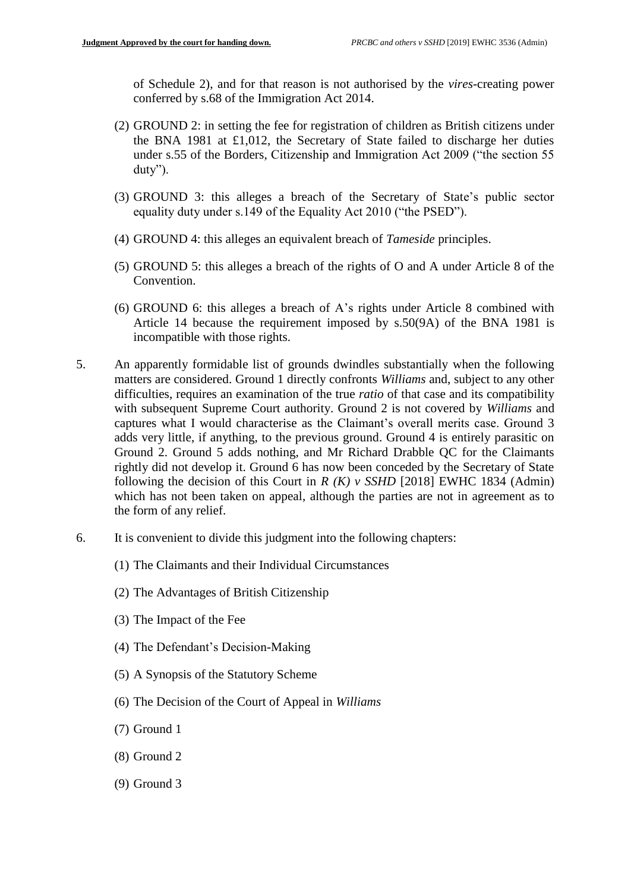of Schedule 2), and for that reason is not authorised by the *vires*-creating power conferred by s.68 of the Immigration Act 2014.

(2) GROUND 2: in setting the fee for registration of children as British citizens under the BNA 1981 at £1,012, the Secretary of State failed to discharge her duties under s.55 of the Borders, Citizenship and Immigration Act 2009 ("the section 55 duty").

(3) GROUND 3: this alleges a breach of the Secretary of State's public sector equality duty under s.149 of the Equality Act 2010 ("the PSED").

(4) GROUND 4: this alleges an equivalent breach of *Tameside* principles.

(5) GROUND 5: this alleges a breach of the rights of O and A under Article 8 of the Convention.

(6) GROUND 6: this alleges a breach of A's rights under Article 8 combined with Article 14 because the requirement imposed by s.50(9A) of the BNA 1981 is incompatible with those rights.

5. An apparently formidable list of grounds dwindles substantially when the following matters are considered. Ground 1 directly confronts *Williams* and, subject to any other difficulties, requires an examination of the true *ratio* of that case and its compatibility with subsequent Supreme Court authority. Ground 2 is not covered by *Williams* and captures what I would characterise as the Claimant's overall merits case. Ground 3 adds very little, if anything, to the previous ground. Ground 4 is entirely parasitic on Ground 2. Ground 5 adds nothing, and Mr Richard Drabble QC for the Claimants rightly did not develop it. Ground 6 has now been conceded by the Secretary of State following the decision of this Court in *R (K) v SSHD* [2018] EWHC 1834 (Admin) which has not been taken on appeal, although the parties are not in agreement as to the form of any relief.

6. It is convenient to divide this judgment into the following chapters:

(1) The Claimants and their Individual Circumstances

(2) The Advantages of British Citizenship

(3) The Impact of the Fee

(4) The Defendant's Decision-Making

(5) A Synopsis of the Statutory Scheme

(6) The Decision of the Court of Appeal in *Williams*

(7) Ground 1

(8) Ground 2

(9) Ground 3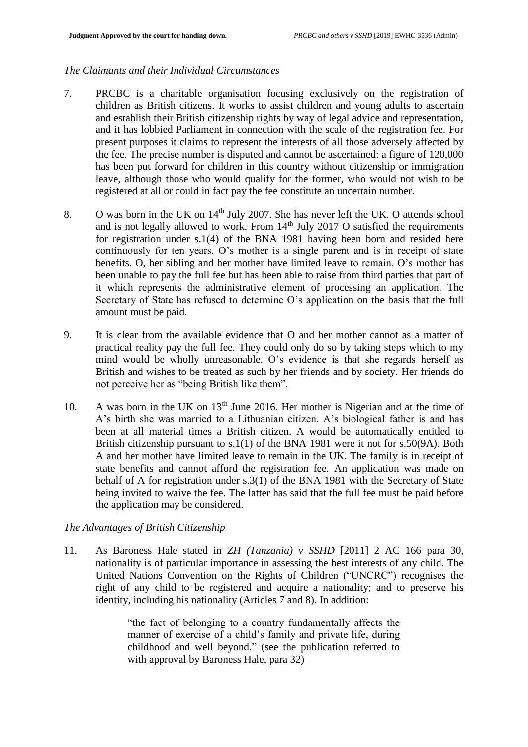*The Claimants and their Individual Circumstances*

7. PRCBC is a charitable organisation focusing exclusively on the registration of children as British citizens. It works to assist children and young adults to ascertain and establish their British citizenship rights by way of legal advice and representation, and it has lobbied Parliament in connection with the scale of the registration fee. For present purposes it claims to represent the interests of all those adversely affected by the fee. The precise number is disputed and cannot be ascertained: a figure of 120,000 has been put forward for children in this country without citizenship or immigration leave, although those who would qualify for the former, who would not wish to be registered at all or could in fact pay the fee constitute an uncertain number.

8. O was born in the UK on 14th July 2007. She has never left the UK. O attends school and is not legally allowed to work. From 14th July 2017 O satisfied the requirements for registration under s.1(4) of the BNA 1981 having been born and resided here continuously for ten years. O's mother is a single parent and is in receipt of state benefits. O, her sibling and her mother have limited leave to remain. O's mother has been unable to pay the full fee but has been able to raise from third parties that part of it which represents the administrative element of processing an application. The Secretary of State has refused to determine O's application on the basis that the full amount must be paid.

9. It is clear from the available evidence that O and her mother cannot as a matter of practical reality pay the full fee. They could only do so by taking steps which to my mind would be wholly unreasonable. O's evidence is that she regards herself as British and wishes to be treated as such by her friends and by society. Her friends do not perceive her as "being British like them".

10. A was born in the UK on 13th June 2016. Her mother is Nigerian and at the time of A's birth she was married to a Lithuanian citizen. A's biological father is and has been at all material times a British citizen. A would be automatically entitled to British citizenship pursuant to s.1(1) of the BNA 1981 were it not for s.50(9A). Both A and her mother have limited leave to remain in the UK. The family is in receipt of state benefits and cannot afford the registration fee. An application was made on behalf of A for registration under s.3(1) of the BNA 1981 with the Secretary of State being invited to waive the fee. The latter has said that the full fee must be paid before the application may be considered.

*The Advantages of British Citizenship*

11. As Baroness Hale stated in *ZH (Tanzania) v SSHD* [2011] 2 AC 166 para 30, nationality is of particular importance in assessing the best interests of any child. The United Nations Convention on the Rights of Children ("UNCRC") recognises the right of any child to be registered and acquire a nationality; and to preserve his identity, including his nationality (Articles 7 and 8). In addition:

> "the fact of belonging to a country fundamentally affects the manner of exercise of a child's family and private life, during childhood and well beyond." (see the publication referred to with approval by Baroness Hale, para 32)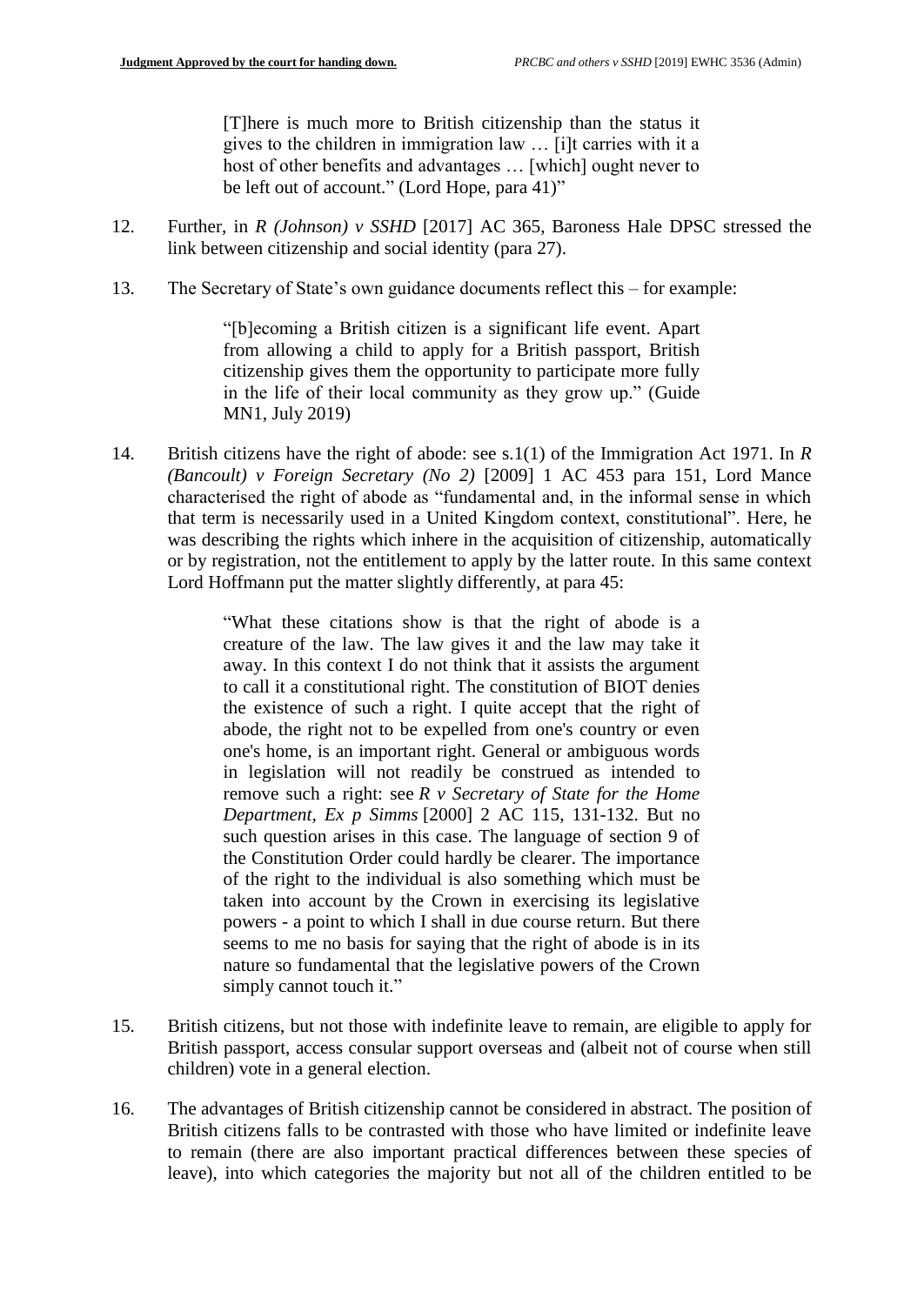> [T]here is much more to British citizenship than the status it gives to the children in immigration law … [i]t carries with it a host of other benefits and advantages … [which] ought never to be left out of account." (Lord Hope, para 41)"

12. Further, in *R (Johnson) v SSHD* [2017] AC 365, Baroness Hale DPSC stressed the link between citizenship and social identity (para 27).

13. The Secretary of State's own guidance documents reflect this – for example:

> "[b]ecoming a British citizen is a significant life event. Apart from allowing a child to apply for a British passport, British citizenship gives them the opportunity to participate more fully in the life of their local community as they grow up." (Guide MN1, July 2019)

14. British citizens have the right of abode: see s.1(1) of the Immigration Act 1971. In *R (Bancoult) v Foreign Secretary (No 2)* [2009] 1 AC 453 para 151, Lord Mance characterised the right of abode as "fundamental and, in the informal sense in which that term is necessarily used in a United Kingdom context, constitutional". Here, he was describing the rights which inhere in the acquisition of citizenship, automatically or by registration, not the entitlement to apply by the latter route. In this same context Lord Hoffmann put the matter slightly differently, at para 45:

> "What these citations show is that the right of abode is a creature of the law. The law gives it and the law may take it away. In this context I do not think that it assists the argument to call it a constitutional right. The constitution of BIOT denies the existence of such a right. I quite accept that the right of abode, the right not to be expelled from one's country or even one's home, is an important right. General or ambiguous words in legislation will not readily be construed as intended to remove such a right: see *R v Secretary of State for the Home Department, Ex p Simms* [2000] 2 AC 115, 131-132. But no such question arises in this case. The language of section 9 of the Constitution Order could hardly be clearer. The importance of the right to the individual is also something which must be taken into account by the Crown in exercising its legislative powers - a point to which I shall in due course return. But there seems to me no basis for saying that the right of abode is in its nature so fundamental that the legislative powers of the Crown simply cannot touch it."

15. British citizens, but not those with indefinite leave to remain, are eligible to apply for British passport, access consular support overseas and (albeit not of course when still children) vote in a general election.

16. The advantages of British citizenship cannot be considered in abstract. The position of British citizens falls to be contrasted with those who have limited or indefinite leave to remain (there are also important practical differences between these species of leave), into which categories the majority but not all of the children entitled to be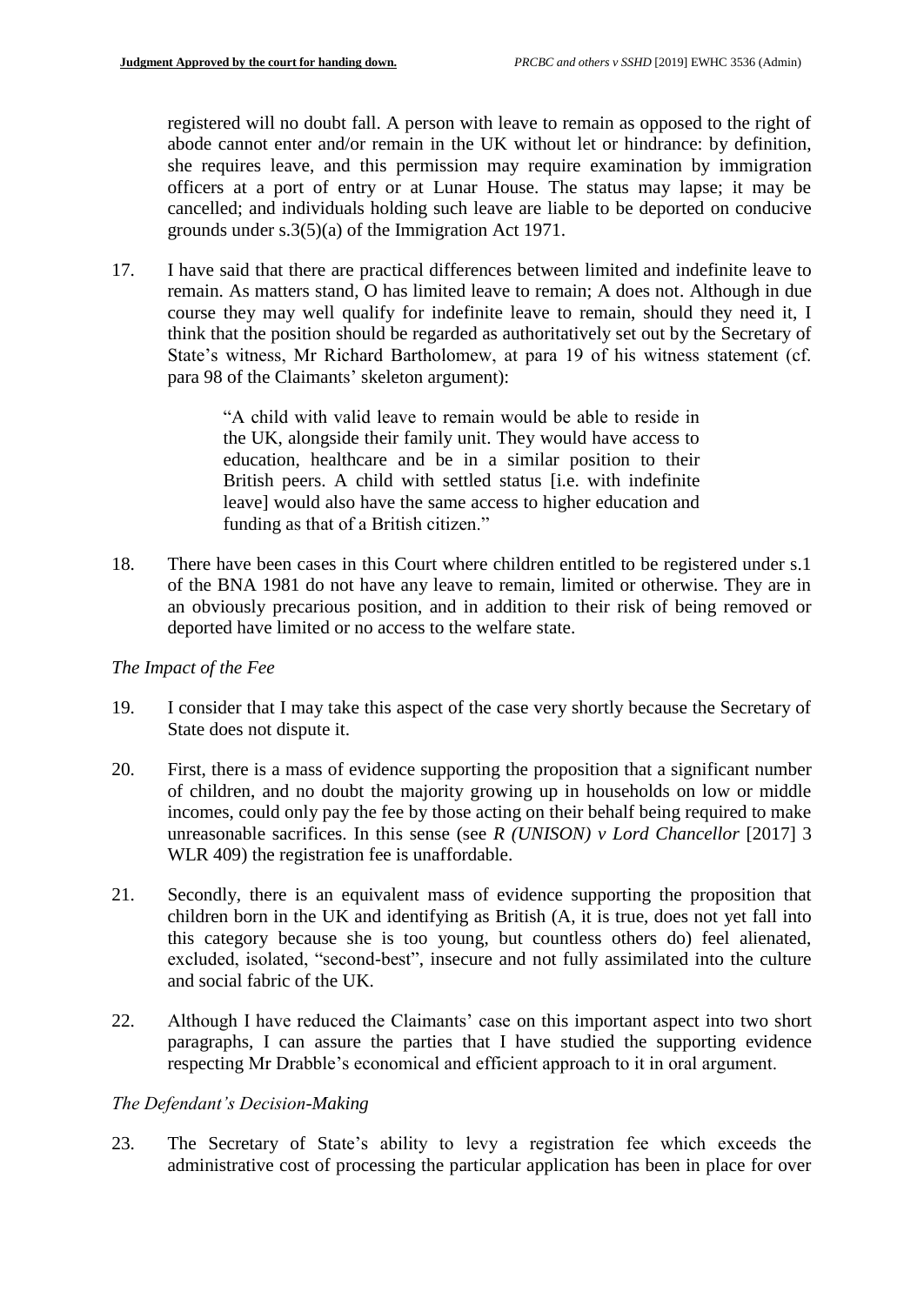registered will no doubt fall. A person with leave to remain as opposed to the right of abode cannot enter and/or remain in the UK without let or hindrance: by definition, she requires leave, and this permission may require examination by immigration officers at a port of entry or at Lunar House. The status may lapse; it may be cancelled; and individuals holding such leave are liable to be deported on conducive grounds under s.3(5)(a) of the Immigration Act 1971.

17. I have said that there are practical differences between limited and indefinite leave to remain. As matters stand, O has limited leave to remain; A does not. Although in due course they may well qualify for indefinite leave to remain, should they need it, I think that the position should be regarded as authoritatively set out by the Secretary of State's witness, Mr Richard Bartholomew, at para 19 of his witness statement (cf. para 98 of the Claimants' skeleton argument):

> "A child with valid leave to remain would be able to reside in the UK, alongside their family unit. They would have access to education, healthcare and be in a similar position to their British peers. A child with settled status [i.e. with indefinite leave] would also have the same access to higher education and funding as that of a British citizen."

18. There have been cases in this Court where children entitled to be registered under s.1 of the BNA 1981 do not have any leave to remain, limited or otherwise. They are in an obviously precarious position, and in addition to their risk of being removed or deported have limited or no access to the welfare state.

*The Impact of the Fee*

19. I consider that I may take this aspect of the case very shortly because the Secretary of State does not dispute it.

20. First, there is a mass of evidence supporting the proposition that a significant number of children, and no doubt the majority growing up in households on low or middle incomes, could only pay the fee by those acting on their behalf being required to make unreasonable sacrifices. In this sense (see *R (UNISON) v Lord Chancellor* [2017] 3 WLR 409) the registration fee is unaffordable.

21. Secondly, there is an equivalent mass of evidence supporting the proposition that children born in the UK and identifying as British (A, it is true, does not yet fall into this category because she is too young, but countless others do) feel alienated, excluded, isolated, "second-best", insecure and not fully assimilated into the culture and social fabric of the UK.

22. Although I have reduced the Claimants' case on this important aspect into two short paragraphs, I can assure the parties that I have studied the supporting evidence respecting Mr Drabble's economical and efficient approach to it in oral argument.

*The Defendant's Decision-Making*

23. The Secretary of State's ability to levy a registration fee which exceeds the administrative cost of processing the particular application has been in place for over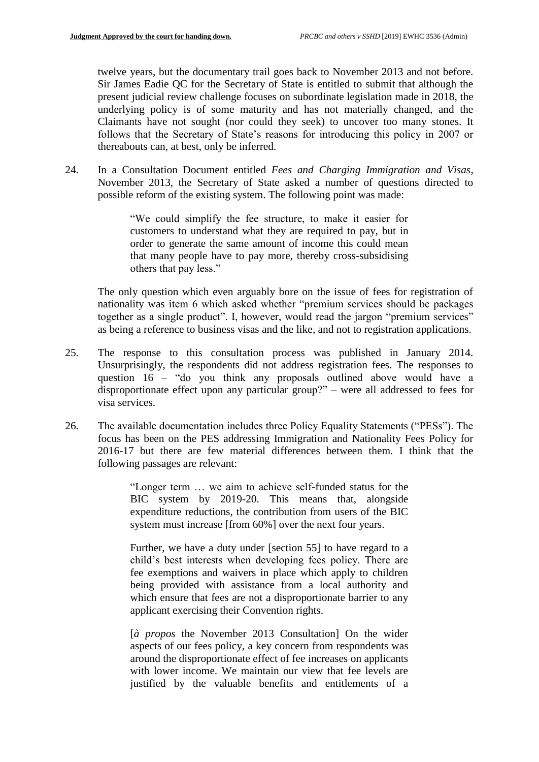twelve years, but the documentary trail goes back to November 2013 and not before. Sir James Eadie QC for the Secretary of State is entitled to submit that although the present judicial review challenge focuses on subordinate legislation made in 2018, the underlying policy is of some maturity and has not materially changed, and the Claimants have not sought (nor could they seek) to uncover too many stones. It follows that the Secretary of State's reasons for introducing this policy in 2007 or thereabouts can, at best, only be inferred.

24. In a Consultation Document entitled *Fees and Charging Immigration and Visas*, November 2013, the Secretary of State asked a number of questions directed to possible reform of the existing system. The following point was made:

> "We could simplify the fee structure, to make it easier for customers to understand what they are required to pay, but in order to generate the same amount of income this could mean that many people have to pay more, thereby cross-subsidising others that pay less."

The only question which even arguably bore on the issue of fees for registration of nationality was item 6 which asked whether "premium services should be packages together as a single product". I, however, would read the jargon "premium services" as being a reference to business visas and the like, and not to registration applications.

25. The response to this consultation process was published in January 2014. Unsurprisingly, the respondents did not address registration fees. The responses to question 16 – "do you think any proposals outlined above would have a disproportionate effect upon any particular group?" – were all addressed to fees for visa services.

26. The available documentation includes three Policy Equality Statements ("PESs"). The focus has been on the PES addressing Immigration and Nationality Fees Policy for 2016-17 but there are few material differences between them. I think that the following passages are relevant:

> "Longer term … we aim to achieve self-funded status for the BIC system by 2019-20. This means that, alongside expenditure reductions, the contribution from users of the BIC system must increase [from 60%] over the next four years.
>
> Further, we have a duty under [section 55] to have regard to a child's best interests when developing fees policy. There are fee exemptions and waivers in place which apply to children being provided with assistance from a local authority and which ensure that fees are not a disproportionate barrier to any applicant exercising their Convention rights.
>
> [*à propos* the November 2013 Consultation] On the wider aspects of our fees policy, a key concern from respondents was around the disproportionate effect of fee increases on applicants with lower income. We maintain our view that fee levels are justified by the valuable benefits and entitlements of a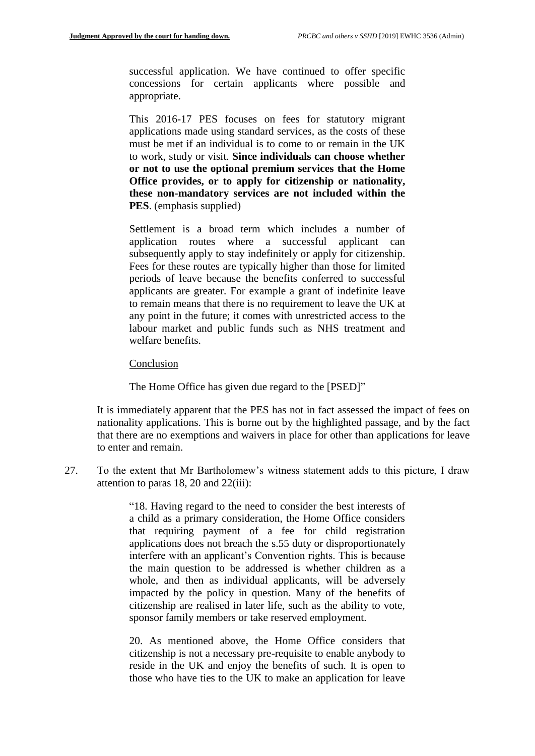successful application. We have continued to offer specific concessions for certain applicants where possible and appropriate.

This 2016-17 PES focuses on fees for statutory migrant applications made using standard services, as the costs of these must be met if an individual is to come to or remain in the UK to work, study or visit. **Since individuals can choose whether or not to use the optional premium services that the Home Office provides, or to apply for citizenship or nationality, these non-mandatory services are not included within the PES**. (emphasis supplied)

Settlement is a broad term which includes a number of application routes where a successful applicant can subsequently apply to stay indefinitely or apply for citizenship. Fees for these routes are typically higher than those for limited periods of leave because the benefits conferred to successful applicants are greater. For example a grant of indefinite leave to remain means that there is no requirement to leave the UK at any point in the future; it comes with unrestricted access to the labour market and public funds such as NHS treatment and welfare benefits.

Conclusion

The Home Office has given due regard to the [PSED]"

It is immediately apparent that the PES has not in fact assessed the impact of fees on nationality applications. This is borne out by the highlighted passage, and by the fact that there are no exemptions and waivers in place for other than applications for leave to enter and remain.

27. To the extent that Mr Bartholomew's witness statement adds to this picture, I draw attention to paras 18, 20 and 22(iii):

"18. Having regard to the need to consider the best interests of a child as a primary consideration, the Home Office considers that requiring payment of a fee for child registration applications does not breach the s.55 duty or disproportionately interfere with an applicant's Convention rights. This is because the main question to be addressed is whether children as a whole, and then as individual applicants, will be adversely impacted by the policy in question. Many of the benefits of citizenship are realised in later life, such as the ability to vote, sponsor family members or take reserved employment.

20. As mentioned above, the Home Office considers that citizenship is not a necessary pre-requisite to enable anybody to reside in the UK and enjoy the benefits of such. It is open to those who have ties to the UK to make an application for leave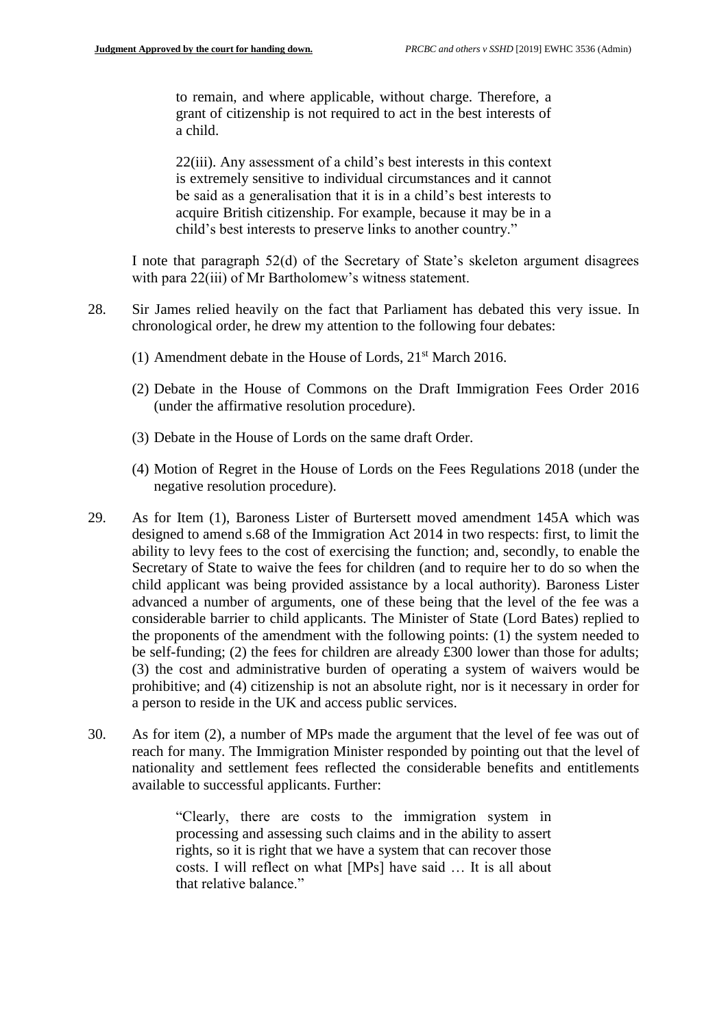> to remain, and where applicable, without charge. Therefore, a grant of citizenship is not required to act in the best interests of a child.
>
> 22(iii). Any assessment of a child's best interests in this context is extremely sensitive to individual circumstances and it cannot be said as a generalisation that it is in a child's best interests to acquire British citizenship. For example, because it may be in a child's best interests to preserve links to another country."

I note that paragraph 52(d) of the Secretary of State's skeleton argument disagrees with para 22(iii) of Mr Bartholomew's witness statement.

28. Sir James relied heavily on the fact that Parliament has debated this very issue. In chronological order, he drew my attention to the following four debates:

    (1) Amendment debate in the House of Lords, 21st March 2016.

    (2) Debate in the House of Commons on the Draft Immigration Fees Order 2016 (under the affirmative resolution procedure).

    (3) Debate in the House of Lords on the same draft Order.

    (4) Motion of Regret in the House of Lords on the Fees Regulations 2018 (under the negative resolution procedure).

29. As for Item (1), Baroness Lister of Burtersett moved amendment 145A which was designed to amend s.68 of the Immigration Act 2014 in two respects: first, to limit the ability to levy fees to the cost of exercising the function; and, secondly, to enable the Secretary of State to waive the fees for children (and to require her to do so when the child applicant was being provided assistance by a local authority). Baroness Lister advanced a number of arguments, one of these being that the level of the fee was a considerable barrier to child applicants. The Minister of State (Lord Bates) replied to the proponents of the amendment with the following points: (1) the system needed to be self-funding; (2) the fees for children are already £300 lower than those for adults; (3) the cost and administrative burden of operating a system of waivers would be prohibitive; and (4) citizenship is not an absolute right, nor is it necessary in order for a person to reside in the UK and access public services.

30. As for item (2), a number of MPs made the argument that the level of fee was out of reach for many. The Immigration Minister responded by pointing out that the level of nationality and settlement fees reflected the considerable benefits and entitlements available to successful applicants. Further:

    > "Clearly, there are costs to the immigration system in processing and assessing such claims and in the ability to assert rights, so it is right that we have a system that can recover those costs. I will reflect on what [MPs] have said … It is all about that relative balance."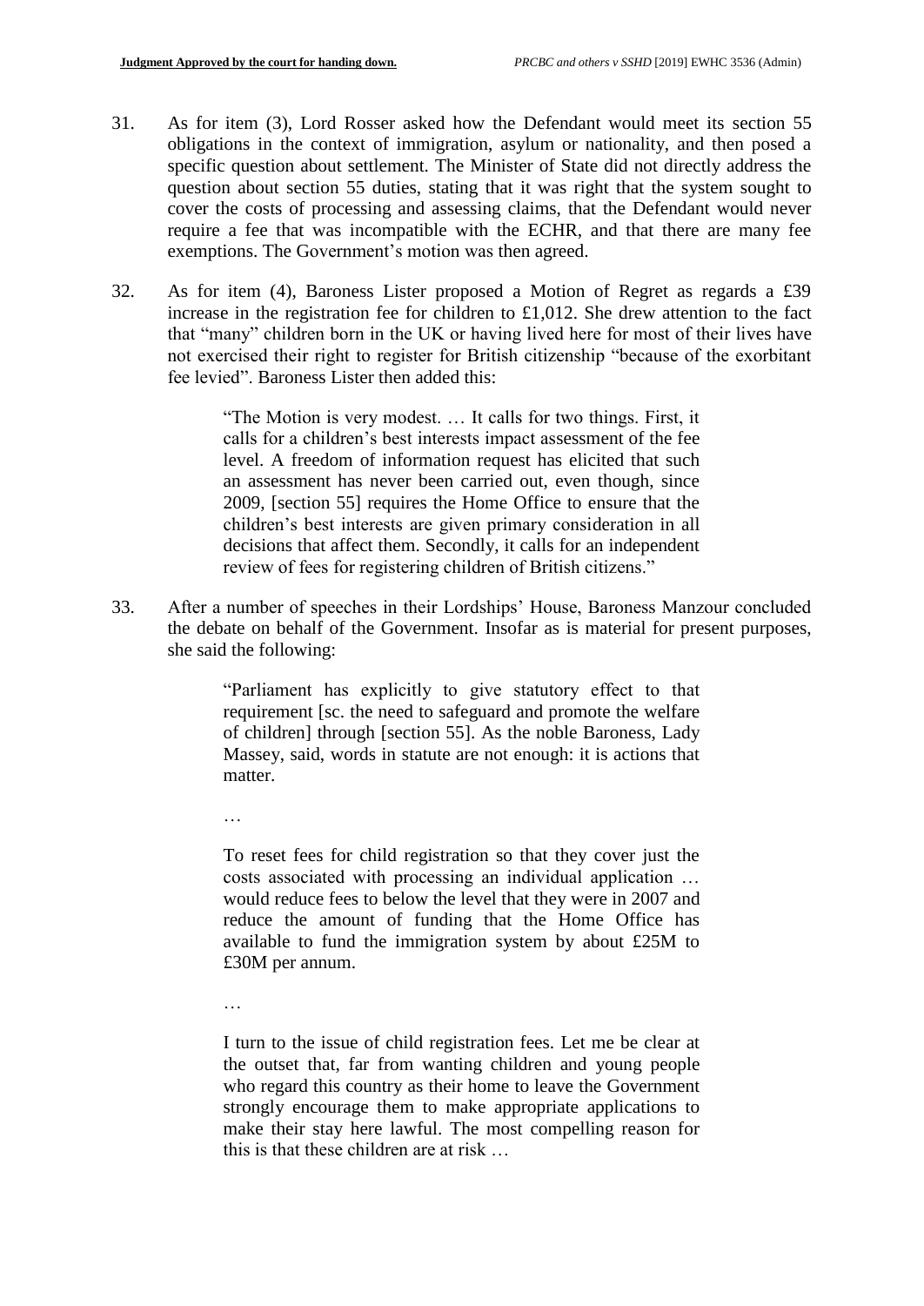31. As for item (3), Lord Rosser asked how the Defendant would meet its section 55 obligations in the context of immigration, asylum or nationality, and then posed a specific question about settlement. The Minister of State did not directly address the question about section 55 duties, stating that it was right that the system sought to cover the costs of processing and assessing claims, that the Defendant would never require a fee that was incompatible with the ECHR, and that there are many fee exemptions. The Government's motion was then agreed.

32. As for item (4), Baroness Lister proposed a Motion of Regret as regards a £39 increase in the registration fee for children to £1,012. She drew attention to the fact that "many" children born in the UK or having lived here for most of their lives have not exercised their right to register for British citizenship "because of the exorbitant fee levied". Baroness Lister then added this:

> "The Motion is very modest. … It calls for two things. First, it calls for a children's best interests impact assessment of the fee level. A freedom of information request has elicited that such an assessment has never been carried out, even though, since 2009, [section 55] requires the Home Office to ensure that the children's best interests are given primary consideration in all decisions that affect them. Secondly, it calls for an independent review of fees for registering children of British citizens."

33. After a number of speeches in their Lordships' House, Baroness Manzour concluded the debate on behalf of the Government. Insofar as is material for present purposes, she said the following:

> "Parliament has explicitly to give statutory effect to that requirement [sc. the need to safeguard and promote the welfare of children] through [section 55]. As the noble Baroness, Lady Massey, said, words in statute are not enough: it is actions that matter.
>
> …
>
> To reset fees for child registration so that they cover just the costs associated with processing an individual application … would reduce fees to below the level that they were in 2007 and reduce the amount of funding that the Home Office has available to fund the immigration system by about £25M to £30M per annum.
>
> …
>
> I turn to the issue of child registration fees. Let me be clear at the outset that, far from wanting children and young people who regard this country as their home to leave the Government strongly encourage them to make appropriate applications to make their stay here lawful. The most compelling reason for this is that these children are at risk …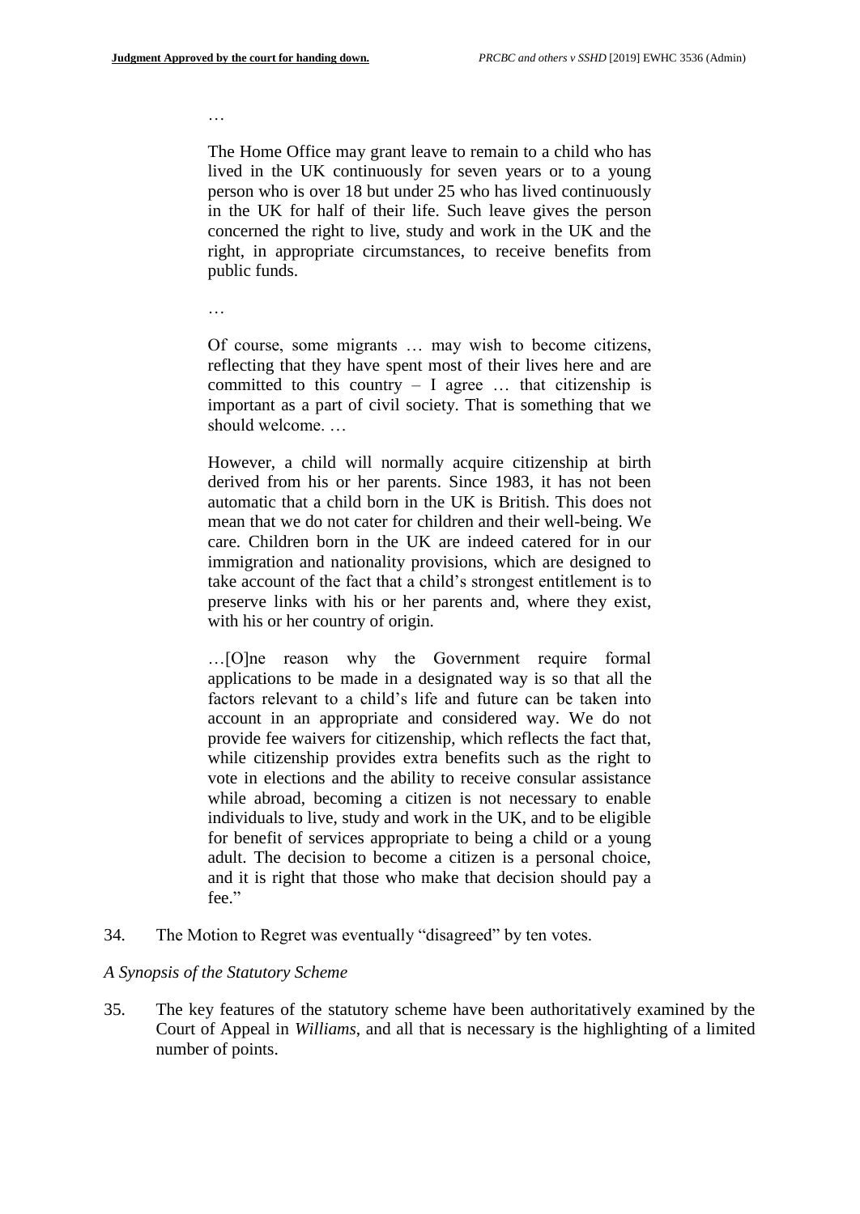…

> The Home Office may grant leave to remain to a child who has lived in the UK continuously for seven years or to a young person who is over 18 but under 25 who has lived continuously in the UK for half of their life. Such leave gives the person concerned the right to live, study and work in the UK and the right, in appropriate circumstances, to receive benefits from public funds.
>
> …
>
> Of course, some migrants … may wish to become citizens, reflecting that they have spent most of their lives here and are committed to this country – I agree … that citizenship is important as a part of civil society. That is something that we should welcome. …
>
> However, a child will normally acquire citizenship at birth derived from his or her parents. Since 1983, it has not been automatic that a child born in the UK is British. This does not mean that we do not cater for children and their well-being. We care. Children born in the UK are indeed catered for in our immigration and nationality provisions, which are designed to take account of the fact that a child's strongest entitlement is to preserve links with his or her parents and, where they exist, with his or her country of origin.
>
> …[O]ne reason why the Government require formal applications to be made in a designated way is so that all the factors relevant to a child's life and future can be taken into account in an appropriate and considered way. We do not provide fee waivers for citizenship, which reflects the fact that, while citizenship provides extra benefits such as the right to vote in elections and the ability to receive consular assistance while abroad, becoming a citizen is not necessary to enable individuals to live, study and work in the UK, and to be eligible for benefit of services appropriate to being a child or a young adult. The decision to become a citizen is a personal choice, and it is right that those who make that decision should pay a fee."

34. The Motion to Regret was eventually "disagreed" by ten votes.

*A Synopsis of the Statutory Scheme*

35. The key features of the statutory scheme have been authoritatively examined by the Court of Appeal in *Williams*, and all that is necessary is the highlighting of a limited number of points.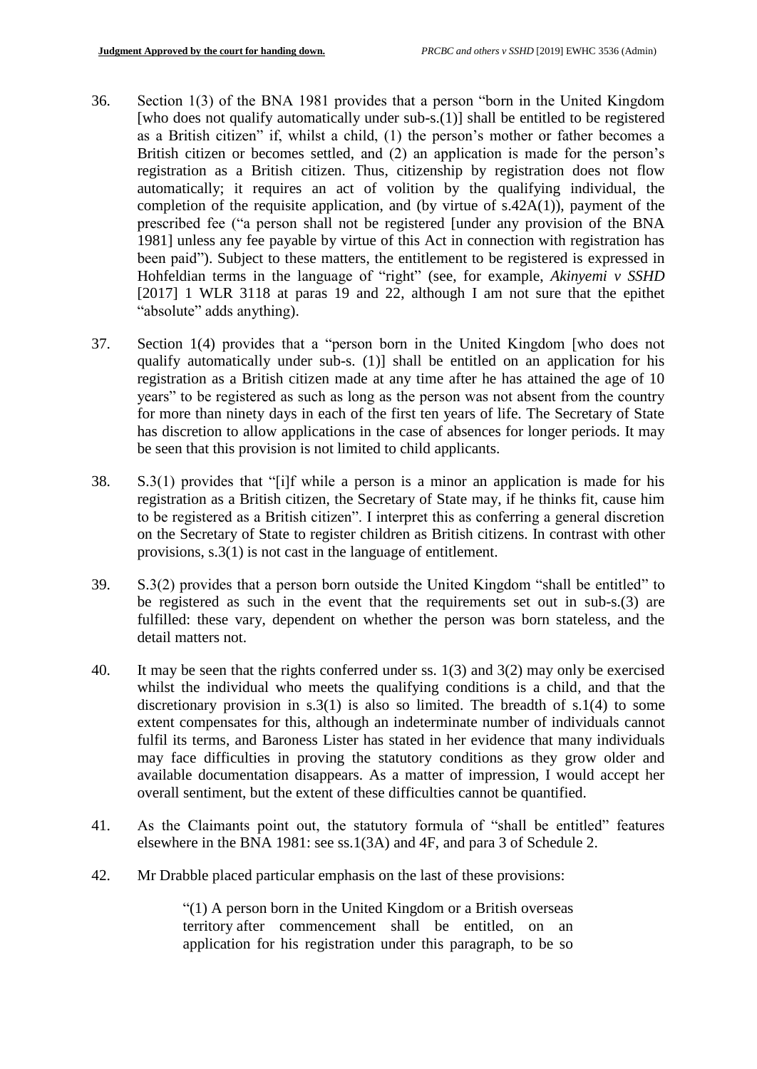36. Section 1(3) of the BNA 1981 provides that a person "born in the United Kingdom [who does not qualify automatically under sub-s.(1)] shall be entitled to be registered as a British citizen" if, whilst a child, (1) the person's mother or father becomes a British citizen or becomes settled, and (2) an application is made for the person's registration as a British citizen. Thus, citizenship by registration does not flow automatically; it requires an act of volition by the qualifying individual, the completion of the requisite application, and (by virtue of s.42A(1)), payment of the prescribed fee ("a person shall not be registered [under any provision of the BNA 1981] unless any fee payable by virtue of this Act in connection with registration has been paid"). Subject to these matters, the entitlement to be registered is expressed in Hohfeldian terms in the language of "right" (see, for example, *Akinyemi v SSHD* [2017] 1 WLR 3118 at paras 19 and 22, although I am not sure that the epithet "absolute" adds anything).

37. Section 1(4) provides that a "person born in the United Kingdom [who does not qualify automatically under sub-s. (1)] shall be entitled on an application for his registration as a British citizen made at any time after he has attained the age of 10 years" to be registered as such as long as the person was not absent from the country for more than ninety days in each of the first ten years of life. The Secretary of State has discretion to allow applications in the case of absences for longer periods. It may be seen that this provision is not limited to child applicants.

38. S.3(1) provides that "[i]f while a person is a minor an application is made for his registration as a British citizen, the Secretary of State may, if he thinks fit, cause him to be registered as a British citizen". I interpret this as conferring a general discretion on the Secretary of State to register children as British citizens. In contrast with other provisions, s.3(1) is not cast in the language of entitlement.

39. S.3(2) provides that a person born outside the United Kingdom "shall be entitled" to be registered as such in the event that the requirements set out in sub-s.(3) are fulfilled: these vary, dependent on whether the person was born stateless, and the detail matters not.

40. It may be seen that the rights conferred under ss. 1(3) and 3(2) may only be exercised whilst the individual who meets the qualifying conditions is a child, and that the discretionary provision in s.3(1) is also so limited. The breadth of s.1(4) to some extent compensates for this, although an indeterminate number of individuals cannot fulfil its terms, and Baroness Lister has stated in her evidence that many individuals may face difficulties in proving the statutory conditions as they grow older and available documentation disappears. As a matter of impression, I would accept her overall sentiment, but the extent of these difficulties cannot be quantified.

41. As the Claimants point out, the statutory formula of "shall be entitled" features elsewhere in the BNA 1981: see ss.1(3A) and 4F, and para 3 of Schedule 2.

42. Mr Drabble placed particular emphasis on the last of these provisions:

> "(1) A person born in the United Kingdom or a British overseas territory after commencement shall be entitled, on an application for his registration under this paragraph, to be so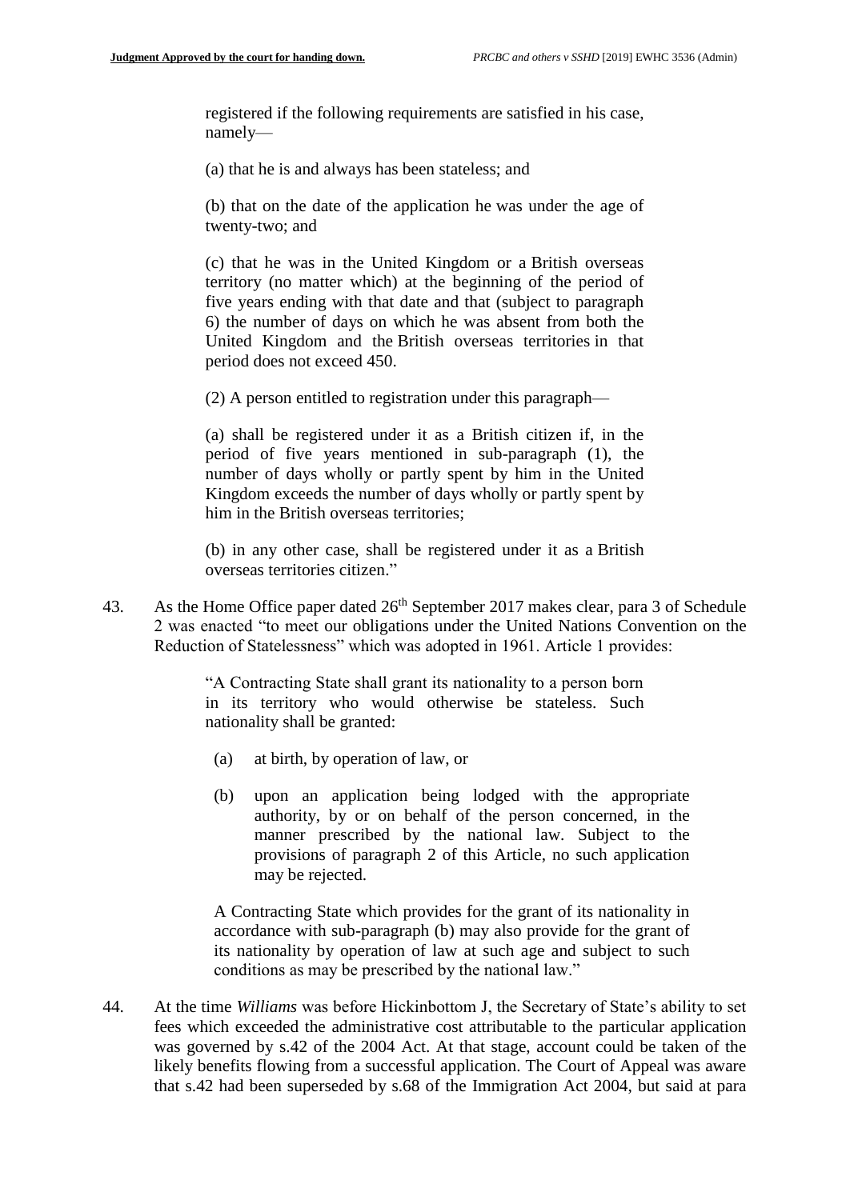> registered if the following requirements are satisfied in his case, namely—
>
> (a) that he is and always has been stateless; and
>
> (b) that on the date of the application he was under the age of twenty-two; and
>
> (c) that he was in the United Kingdom or a British overseas territory (no matter which) at the beginning of the period of five years ending with that date and that (subject to paragraph 6) the number of days on which he was absent from both the United Kingdom and the British overseas territories in that period does not exceed 450.
>
> (2) A person entitled to registration under this paragraph—
>
> (a) shall be registered under it as a British citizen if, in the period of five years mentioned in sub-paragraph (1), the number of days wholly or partly spent by him in the United Kingdom exceeds the number of days wholly or partly spent by him in the British overseas territories;
>
> (b) in any other case, shall be registered under it as a British overseas territories citizen."

43. As the Home Office paper dated 26th September 2017 makes clear, para 3 of Schedule 2 was enacted "to meet our obligations under the United Nations Convention on the Reduction of Statelessness" which was adopted in 1961. Article 1 provides:

> "A Contracting State shall grant its nationality to a person born in its territory who would otherwise be stateless. Such nationality shall be granted:
>
> (a) at birth, by operation of law, or
>
> (b) upon an application being lodged with the appropriate authority, by or on behalf of the person concerned, in the manner prescribed by the national law. Subject to the provisions of paragraph 2 of this Article, no such application may be rejected.
>
> A Contracting State which provides for the grant of its nationality in accordance with sub-paragraph (b) may also provide for the grant of its nationality by operation of law at such age and subject to such conditions as may be prescribed by the national law."

44. At the time *Williams* was before Hickinbottom J, the Secretary of State's ability to set fees which exceeded the administrative cost attributable to the particular application was governed by s.42 of the 2004 Act. At that stage, account could be taken of the likely benefits flowing from a successful application. The Court of Appeal was aware that s.42 had been superseded by s.68 of the Immigration Act 2004, but said at para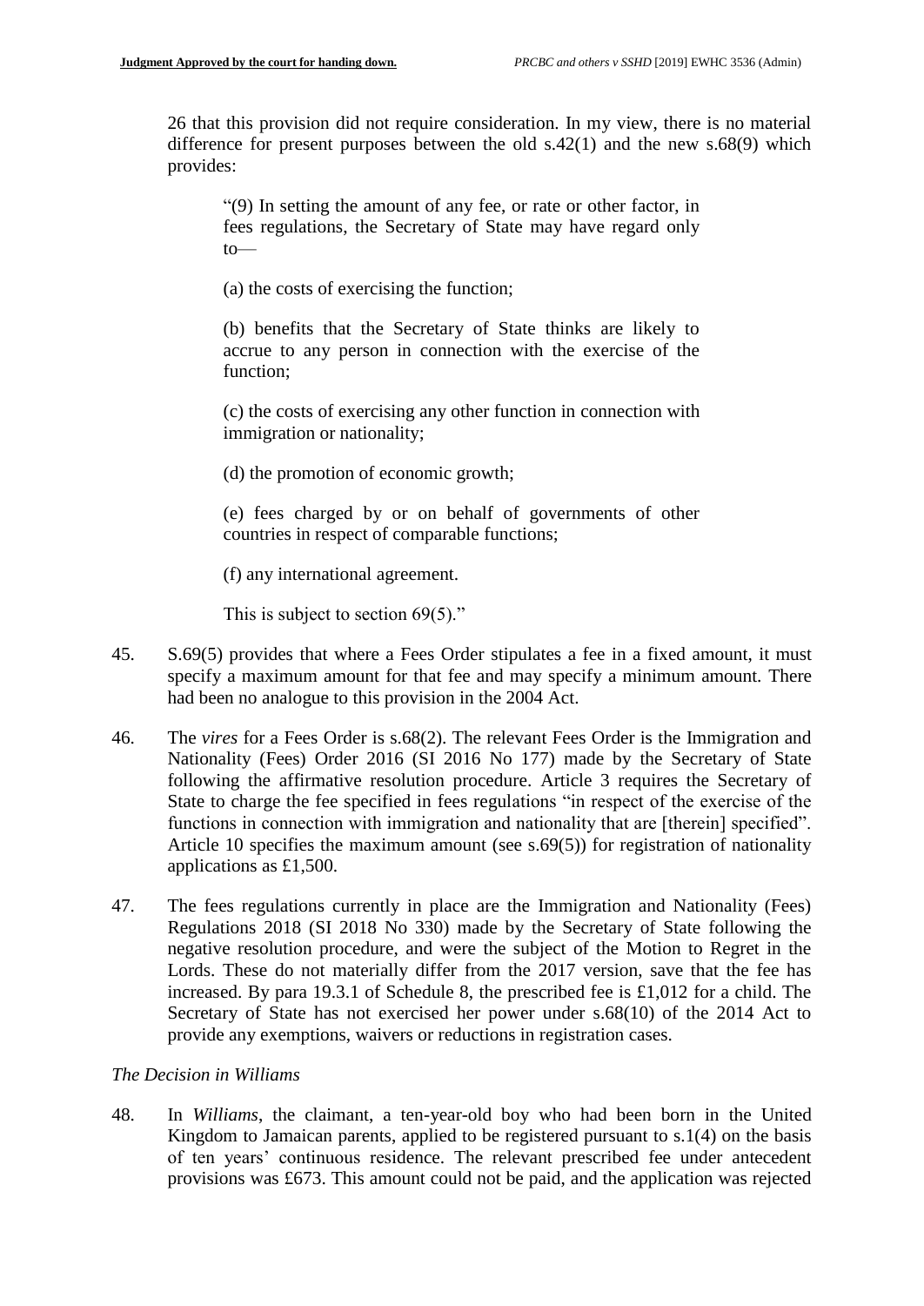26 that this provision did not require consideration. In my view, there is no material difference for present purposes between the old s.42(1) and the new s.68(9) which provides:

> "(9) In setting the amount of any fee, or rate or other factor, in fees regulations, the Secretary of State may have regard only to—
>
> (a) the costs of exercising the function;
>
> (b) benefits that the Secretary of State thinks are likely to accrue to any person in connection with the exercise of the function;
>
> (c) the costs of exercising any other function in connection with immigration or nationality;
>
> (d) the promotion of economic growth;
>
> (e) fees charged by or on behalf of governments of other countries in respect of comparable functions;
>
> (f) any international agreement.
>
> This is subject to section 69(5)."

45. S.69(5) provides that where a Fees Order stipulates a fee in a fixed amount, it must specify a maximum amount for that fee and may specify a minimum amount. There had been no analogue to this provision in the 2004 Act.

46. The *vires* for a Fees Order is s.68(2). The relevant Fees Order is the Immigration and Nationality (Fees) Order 2016 (SI 2016 No 177) made by the Secretary of State following the affirmative resolution procedure. Article 3 requires the Secretary of State to charge the fee specified in fees regulations "in respect of the exercise of the functions in connection with immigration and nationality that are [therein] specified". Article 10 specifies the maximum amount (see s.69(5)) for registration of nationality applications as £1,500.

47. The fees regulations currently in place are the Immigration and Nationality (Fees) Regulations 2018 (SI 2018 No 330) made by the Secretary of State following the negative resolution procedure, and were the subject of the Motion to Regret in the Lords. These do not materially differ from the 2017 version, save that the fee has increased. By para 19.3.1 of Schedule 8, the prescribed fee is £1,012 for a child. The Secretary of State has not exercised her power under s.68(10) of the 2014 Act to provide any exemptions, waivers or reductions in registration cases.

*The Decision in Williams*

48. In *Williams*, the claimant, a ten-year-old boy who had been born in the United Kingdom to Jamaican parents, applied to be registered pursuant to s.1(4) on the basis of ten years' continuous residence. The relevant prescribed fee under antecedent provisions was £673. This amount could not be paid, and the application was rejected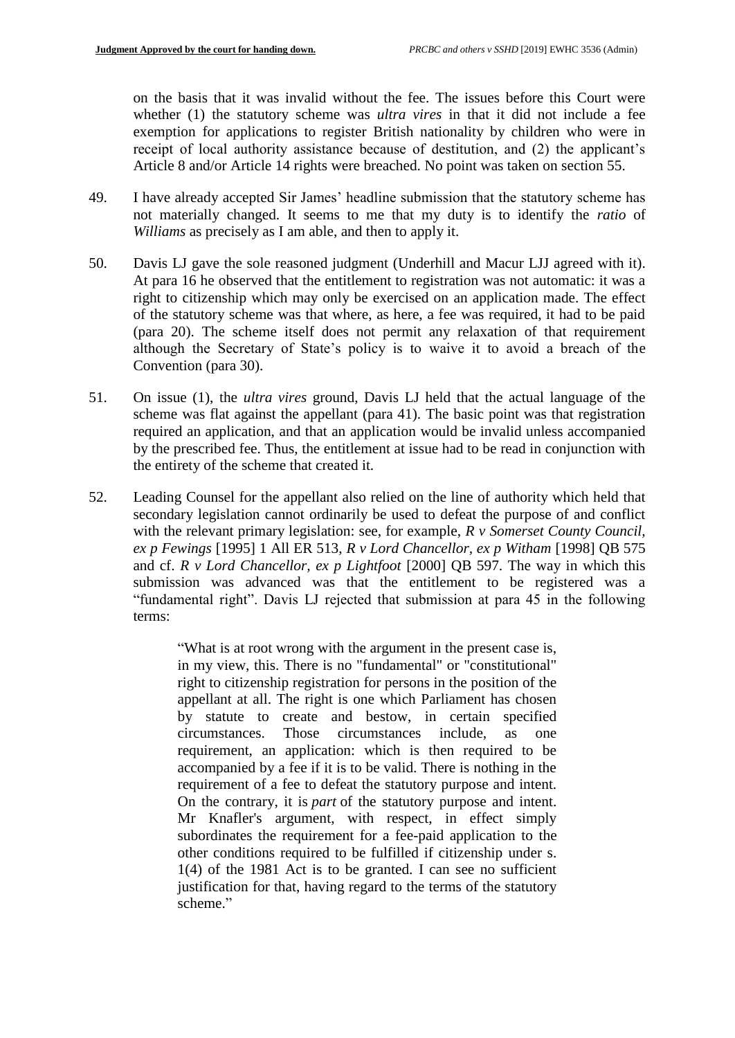on the basis that it was invalid without the fee. The issues before this Court were whether (1) the statutory scheme was *ultra vires* in that it did not include a fee exemption for applications to register British nationality by children who were in receipt of local authority assistance because of destitution, and (2) the applicant's Article 8 and/or Article 14 rights were breached. No point was taken on section 55.

49. I have already accepted Sir James' headline submission that the statutory scheme has not materially changed. It seems to me that my duty is to identify the *ratio* of *Williams* as precisely as I am able, and then to apply it.

50. Davis LJ gave the sole reasoned judgment (Underhill and Macur LJJ agreed with it). At para 16 he observed that the entitlement to registration was not automatic: it was a right to citizenship which may only be exercised on an application made. The effect of the statutory scheme was that where, as here, a fee was required, it had to be paid (para 20). The scheme itself does not permit any relaxation of that requirement although the Secretary of State's policy is to waive it to avoid a breach of the Convention (para 30).

51. On issue (1), the *ultra vires* ground, Davis LJ held that the actual language of the scheme was flat against the appellant (para 41). The basic point was that registration required an application, and that an application would be invalid unless accompanied by the prescribed fee. Thus, the entitlement at issue had to be read in conjunction with the entirety of the scheme that created it.

52. Leading Counsel for the appellant also relied on the line of authority which held that secondary legislation cannot ordinarily be used to defeat the purpose of and conflict with the relevant primary legislation: see, for example, *R v Somerset County Council, ex p Fewings* [1995] 1 All ER 513, *R v Lord Chancellor, ex p Witham* [1998] QB 575 and cf. *R v Lord Chancellor, ex p Lightfoot* [2000] QB 597. The way in which this submission was advanced was that the entitlement to be registered was a "fundamental right". Davis LJ rejected that submission at para 45 in the following terms:

> "What is at root wrong with the argument in the present case is, in my view, this. There is no "fundamental" or "constitutional" right to citizenship registration for persons in the position of the appellant at all. The right is one which Parliament has chosen by statute to create and bestow, in certain specified circumstances. Those circumstances include, as one requirement, an application: which is then required to be accompanied by a fee if it is to be valid. There is nothing in the requirement of a fee to defeat the statutory purpose and intent. On the contrary, it is *part* of the statutory purpose and intent. Mr Knafler's argument, with respect, in effect simply subordinates the requirement for a fee-paid application to the other conditions required to be fulfilled if citizenship under s. 1(4) of the 1981 Act is to be granted. I can see no sufficient justification for that, having regard to the terms of the statutory scheme."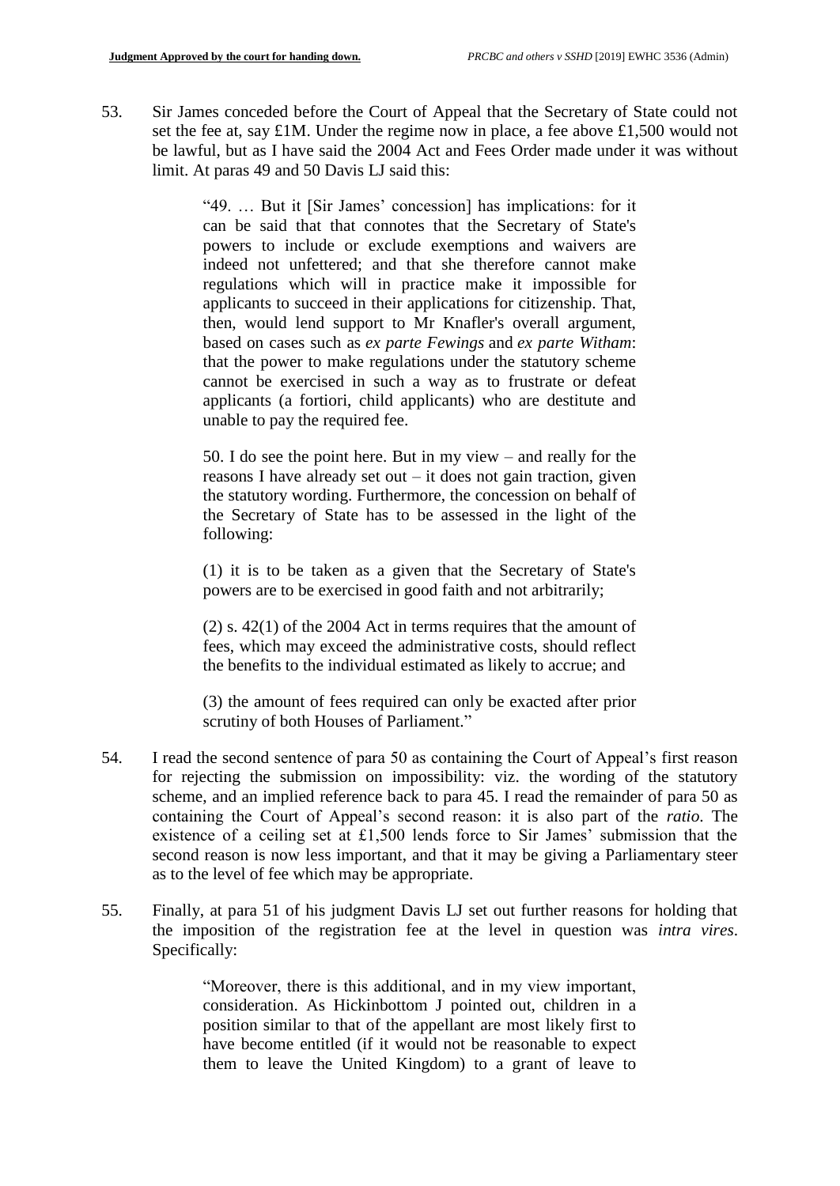53. Sir James conceded before the Court of Appeal that the Secretary of State could not set the fee at, say £1M. Under the regime now in place, a fee above £1,500 would not be lawful, but as I have said the 2004 Act and Fees Order made under it was without limit. At paras 49 and 50 Davis LJ said this:

> "49. … But it [Sir James' concession] has implications: for it can be said that that connotes that the Secretary of State's powers to include or exclude exemptions and waivers are indeed not unfettered; and that she therefore cannot make regulations which will in practice make it impossible for applicants to succeed in their applications for citizenship. That, then, would lend support to Mr Knafler's overall argument, based on cases such as *ex parte Fewings* and *ex parte Witham*: that the power to make regulations under the statutory scheme cannot be exercised in such a way as to frustrate or defeat applicants (a fortiori, child applicants) who are destitute and unable to pay the required fee.
>
> 50. I do see the point here. But in my view – and really for the reasons I have already set out – it does not gain traction, given the statutory wording. Furthermore, the concession on behalf of the Secretary of State has to be assessed in the light of the following:
>
> (1) it is to be taken as a given that the Secretary of State's powers are to be exercised in good faith and not arbitrarily;
>
> (2) s. 42(1) of the 2004 Act in terms requires that the amount of fees, which may exceed the administrative costs, should reflect the benefits to the individual estimated as likely to accrue; and
>
> (3) the amount of fees required can only be exacted after prior scrutiny of both Houses of Parliament."

54. I read the second sentence of para 50 as containing the Court of Appeal's first reason for rejecting the submission on impossibility: viz. the wording of the statutory scheme, and an implied reference back to para 45. I read the remainder of para 50 as containing the Court of Appeal's second reason: it is also part of the *ratio*. The existence of a ceiling set at £1,500 lends force to Sir James' submission that the second reason is now less important, and that it may be giving a Parliamentary steer as to the level of fee which may be appropriate.

55. Finally, at para 51 of his judgment Davis LJ set out further reasons for holding that the imposition of the registration fee at the level in question was *intra vires*. Specifically:

> "Moreover, there is this additional, and in my view important, consideration. As Hickinbottom J pointed out, children in a position similar to that of the appellant are most likely first to have become entitled (if it would not be reasonable to expect them to leave the United Kingdom) to a grant of leave to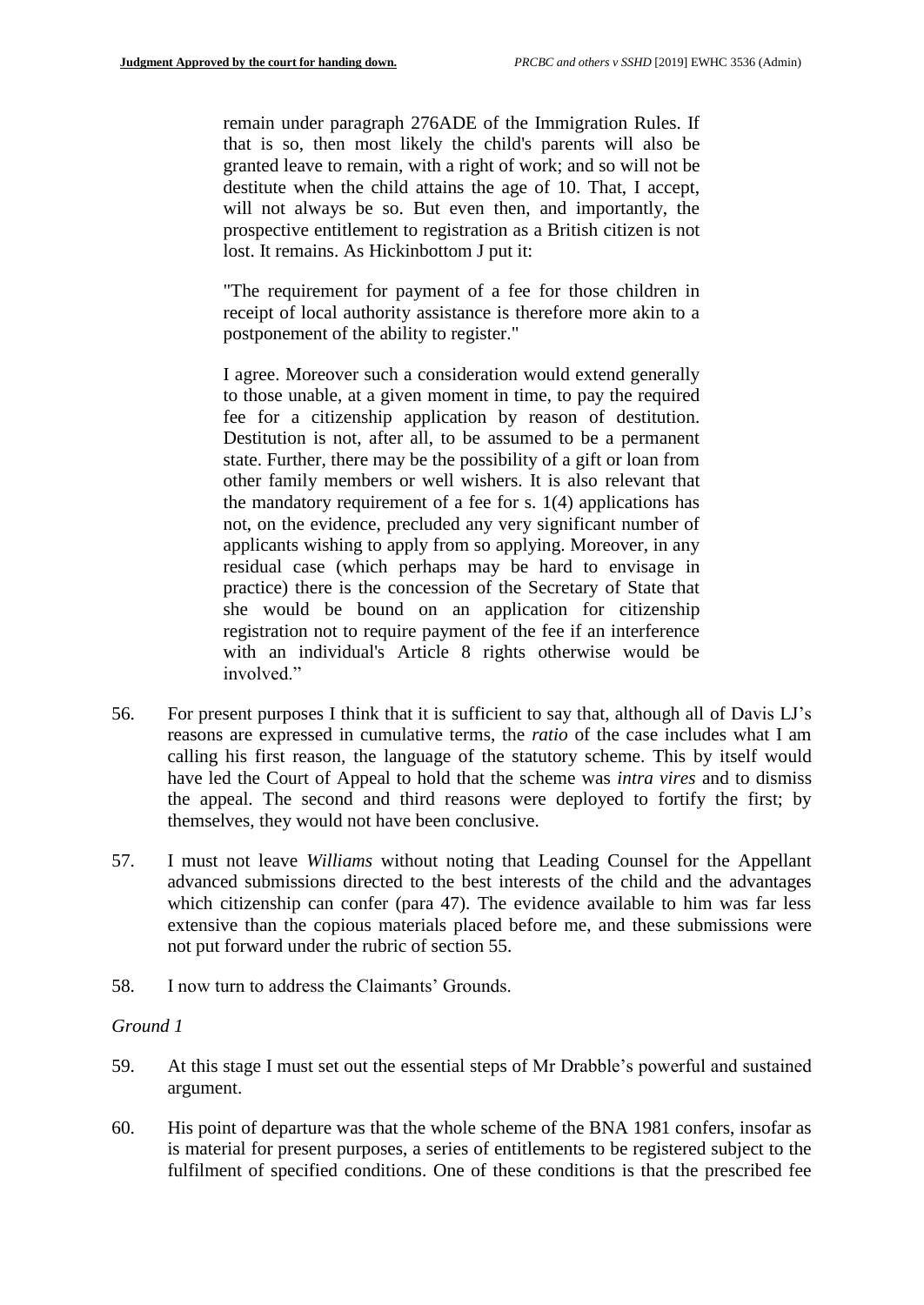> remain under paragraph 276ADE of the Immigration Rules. If that is so, then most likely the child's parents will also be granted leave to remain, with a right of work; and so will not be destitute when the child attains the age of 10. That, I accept, will not always be so. But even then, and importantly, the prospective entitlement to registration as a British citizen is not lost. It remains. As Hickinbottom J put it:
>
> > "The requirement for payment of a fee for those children in receipt of local authority assistance is therefore more akin to a postponement of the ability to register."
>
> I agree. Moreover such a consideration would extend generally to those unable, at a given moment in time, to pay the required fee for a citizenship application by reason of destitution. Destitution is not, after all, to be assumed to be a permanent state. Further, there may be the possibility of a gift or loan from other family members or well wishers. It is also relevant that the mandatory requirement of a fee for s. 1(4) applications has not, on the evidence, precluded any very significant number of applicants wishing to apply from so applying. Moreover, in any residual case (which perhaps may be hard to envisage in practice) there is the concession of the Secretary of State that she would be bound on an application for citizenship registration not to require payment of the fee if an interference with an individual's Article 8 rights otherwise would be involved."

56. For present purposes I think that it is sufficient to say that, although all of Davis LJ's reasons are expressed in cumulative terms, the *ratio* of the case includes what I am calling his first reason, the language of the statutory scheme. This by itself would have led the Court of Appeal to hold that the scheme was *intra vires* and to dismiss the appeal. The second and third reasons were deployed to fortify the first; by themselves, they would not have been conclusive.

57. I must not leave *Williams* without noting that Leading Counsel for the Appellant advanced submissions directed to the best interests of the child and the advantages which citizenship can confer (para 47). The evidence available to him was far less extensive than the copious materials placed before me, and these submissions were not put forward under the rubric of section 55.

58. I now turn to address the Claimants' Grounds.

*Ground 1*

59. At this stage I must set out the essential steps of Mr Drabble's powerful and sustained argument.

60. His point of departure was that the whole scheme of the BNA 1981 confers, insofar as is material for present purposes, a series of entitlements to be registered subject to the fulfilment of specified conditions. One of these conditions is that the prescribed fee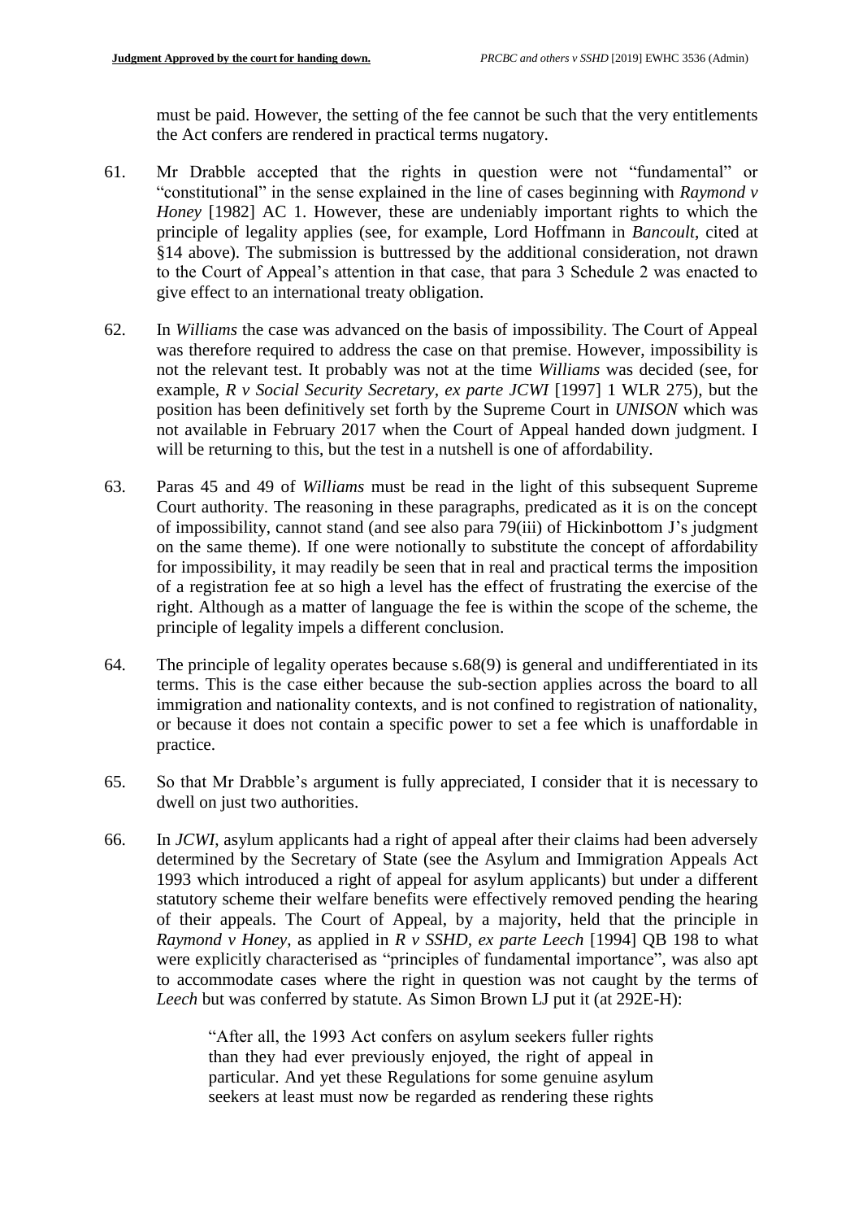must be paid. However, the setting of the fee cannot be such that the very entitlements the Act confers are rendered in practical terms nugatory.

61. Mr Drabble accepted that the rights in question were not "fundamental" or "constitutional" in the sense explained in the line of cases beginning with *Raymond v Honey* [1982] AC 1. However, these are undeniably important rights to which the principle of legality applies (see, for example, Lord Hoffmann in *Bancoult*, cited at §14 above). The submission is buttressed by the additional consideration, not drawn to the Court of Appeal's attention in that case, that para 3 Schedule 2 was enacted to give effect to an international treaty obligation.

62. In *Williams* the case was advanced on the basis of impossibility. The Court of Appeal was therefore required to address the case on that premise. However, impossibility is not the relevant test. It probably was not at the time *Williams* was decided (see, for example, *R v Social Security Secretary, ex parte JCWI* [1997] 1 WLR 275), but the position has been definitively set forth by the Supreme Court in *UNISON* which was not available in February 2017 when the Court of Appeal handed down judgment. I will be returning to this, but the test in a nutshell is one of affordability.

63. Paras 45 and 49 of *Williams* must be read in the light of this subsequent Supreme Court authority. The reasoning in these paragraphs, predicated as it is on the concept of impossibility, cannot stand (and see also para 79(iii) of Hickinbottom J's judgment on the same theme). If one were notionally to substitute the concept of affordability for impossibility, it may readily be seen that in real and practical terms the imposition of a registration fee at so high a level has the effect of frustrating the exercise of the right. Although as a matter of language the fee is within the scope of the scheme, the principle of legality impels a different conclusion.

64. The principle of legality operates because s.68(9) is general and undifferentiated in its terms. This is the case either because the sub-section applies across the board to all immigration and nationality contexts, and is not confined to registration of nationality, or because it does not contain a specific power to set a fee which is unaffordable in practice.

65. So that Mr Drabble's argument is fully appreciated, I consider that it is necessary to dwell on just two authorities.

66. In *JCWI*, asylum applicants had a right of appeal after their claims had been adversely determined by the Secretary of State (see the Asylum and Immigration Appeals Act 1993 which introduced a right of appeal for asylum applicants) but under a different statutory scheme their welfare benefits were effectively removed pending the hearing of their appeals. The Court of Appeal, by a majority, held that the principle in *Raymond v Honey*, as applied in *R v SSHD, ex parte Leech* [1994] QB 198 to what were explicitly characterised as "principles of fundamental importance", was also apt to accommodate cases where the right in question was not caught by the terms of *Leech* but was conferred by statute. As Simon Brown LJ put it (at 292E-H):

> "After all, the 1993 Act confers on asylum seekers fuller rights than they had ever previously enjoyed, the right of appeal in particular. And yet these Regulations for some genuine asylum seekers at least must now be regarded as rendering these rights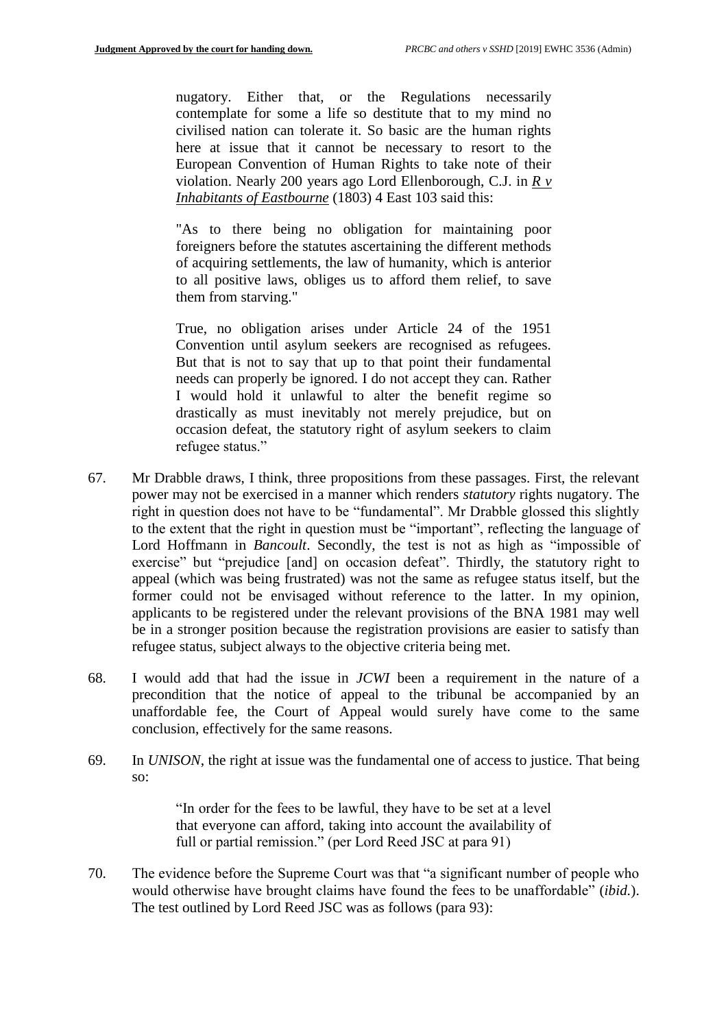> nugatory. Either that, or the Regulations necessarily contemplate for some a life so destitute that to my mind no civilised nation can tolerate it. So basic are the human rights here at issue that it cannot be necessary to resort to the European Convention of Human Rights to take note of their violation. Nearly 200 years ago Lord Ellenborough, C.J. in *R v Inhabitants of Eastbourne* (1803) 4 East 103 said this:
>
> "As to there being no obligation for maintaining poor foreigners before the statutes ascertaining the different methods of acquiring settlements, the law of humanity, which is anterior to all positive laws, obliges us to afford them relief, to save them from starving."
>
> True, no obligation arises under Article 24 of the 1951 Convention until asylum seekers are recognised as refugees. But that is not to say that up to that point their fundamental needs can properly be ignored. I do not accept they can. Rather I would hold it unlawful to alter the benefit regime so drastically as must inevitably not merely prejudice, but on occasion defeat, the statutory right of asylum seekers to claim refugee status."

67. Mr Drabble draws, I think, three propositions from these passages. First, the relevant power may not be exercised in a manner which renders *statutory* rights nugatory. The right in question does not have to be "fundamental". Mr Drabble glossed this slightly to the extent that the right in question must be "important", reflecting the language of Lord Hoffmann in *Bancoult*. Secondly, the test is not as high as "impossible of exercise" but "prejudice [and] on occasion defeat". Thirdly, the statutory right to appeal (which was being frustrated) was not the same as refugee status itself, but the former could not be envisaged without reference to the latter. In my opinion, applicants to be registered under the relevant provisions of the BNA 1981 may well be in a stronger position because the registration provisions are easier to satisfy than refugee status, subject always to the objective criteria being met.

68. I would add that had the issue in *JCWI* been a requirement in the nature of a precondition that the notice of appeal to the tribunal be accompanied by an unaffordable fee, the Court of Appeal would surely have come to the same conclusion, effectively for the same reasons.

69. In *UNISON*, the right at issue was the fundamental one of access to justice. That being so:

> "In order for the fees to be lawful, they have to be set at a level that everyone can afford, taking into account the availability of full or partial remission." (per Lord Reed JSC at para 91)

70. The evidence before the Supreme Court was that "a significant number of people who would otherwise have brought claims have found the fees to be unaffordable" (*ibid.*). The test outlined by Lord Reed JSC was as follows (para 93):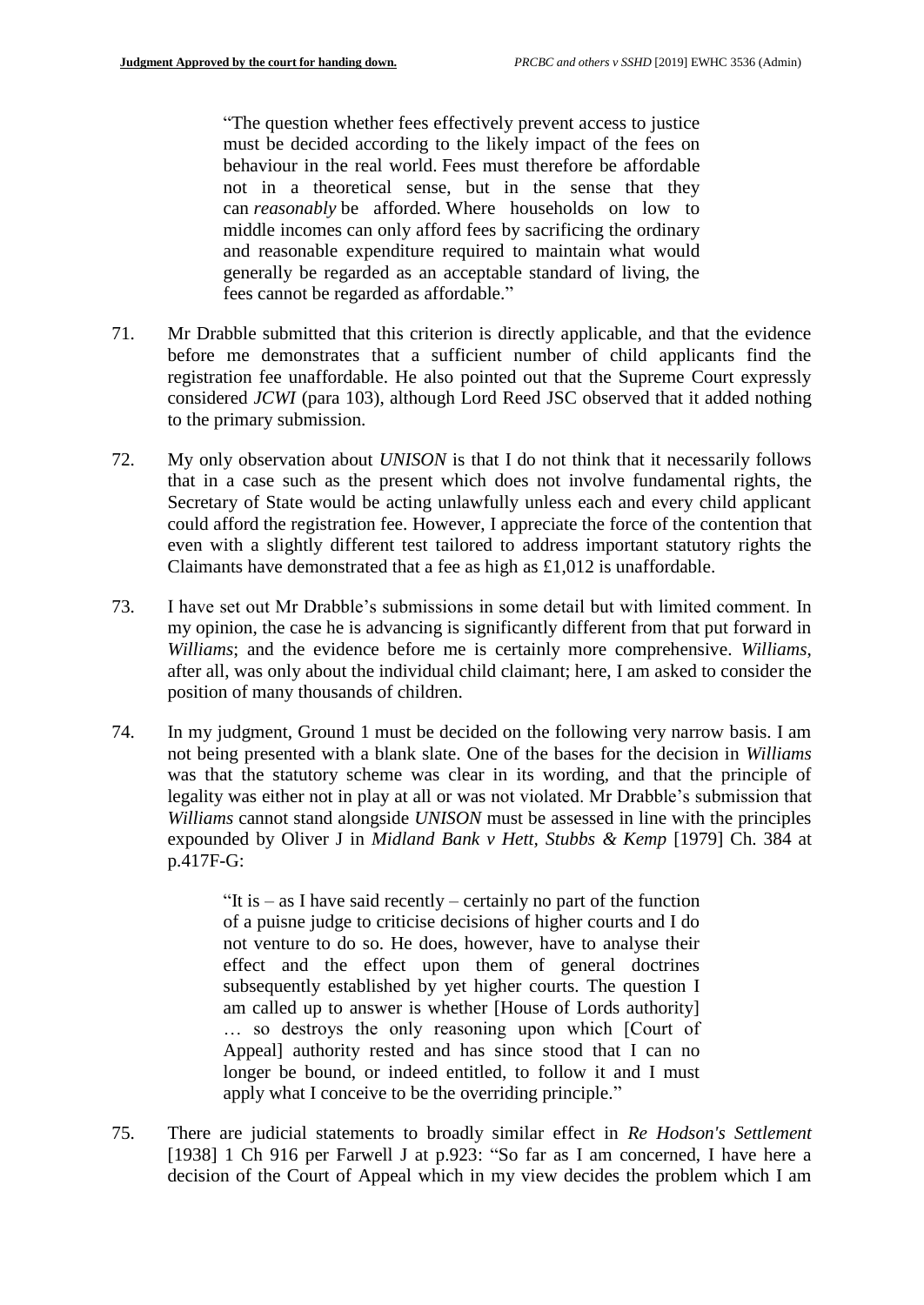> "The question whether fees effectively prevent access to justice must be decided according to the likely impact of the fees on behaviour in the real world. Fees must therefore be affordable not in a theoretical sense, but in the sense that they can *reasonably* be afforded. Where households on low to middle incomes can only afford fees by sacrificing the ordinary and reasonable expenditure required to maintain what would generally be regarded as an acceptable standard of living, the fees cannot be regarded as affordable."

71. Mr Drabble submitted that this criterion is directly applicable, and that the evidence before me demonstrates that a sufficient number of child applicants find the registration fee unaffordable. He also pointed out that the Supreme Court expressly considered *JCWI* (para 103), although Lord Reed JSC observed that it added nothing to the primary submission.

72. My only observation about *UNISON* is that I do not think that it necessarily follows that in a case such as the present which does not involve fundamental rights, the Secretary of State would be acting unlawfully unless each and every child applicant could afford the registration fee. However, I appreciate the force of the contention that even with a slightly different test tailored to address important statutory rights the Claimants have demonstrated that a fee as high as £1,012 is unaffordable.

73. I have set out Mr Drabble's submissions in some detail but with limited comment. In my opinion, the case he is advancing is significantly different from that put forward in *Williams*; and the evidence before me is certainly more comprehensive. *Williams*, after all, was only about the individual child claimant; here, I am asked to consider the position of many thousands of children.

74. In my judgment, Ground 1 must be decided on the following very narrow basis. I am not being presented with a blank slate. One of the bases for the decision in *Williams* was that the statutory scheme was clear in its wording, and that the principle of legality was either not in play at all or was not violated. Mr Drabble's submission that *Williams* cannot stand alongside *UNISON* must be assessed in line with the principles expounded by Oliver J in *Midland Bank v Hett, Stubbs & Kemp* [1979] Ch. 384 at p.417F-G:

> "It is – as I have said recently – certainly no part of the function of a puisne judge to criticise decisions of higher courts and I do not venture to do so. He does, however, have to analyse their effect and the effect upon them of general doctrines subsequently established by yet higher courts. The question I am called up to answer is whether [House of Lords authority] … so destroys the only reasoning upon which [Court of Appeal] authority rested and has since stood that I can no longer be bound, or indeed entitled, to follow it and I must apply what I conceive to be the overriding principle."

75. There are judicial statements to broadly similar effect in *Re Hodson's Settlement* [1938] 1 Ch 916 per Farwell J at p.923: "So far as I am concerned, I have here a decision of the Court of Appeal which in my view decides the problem which I am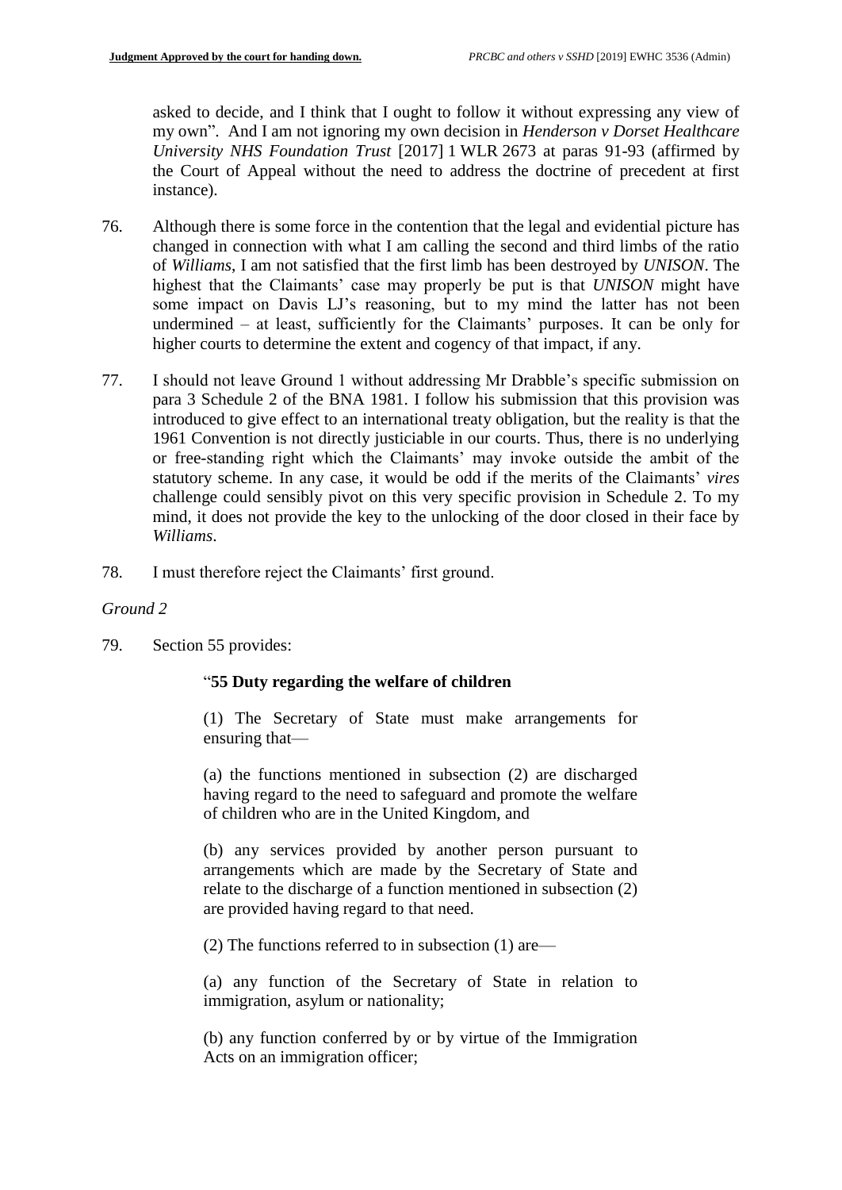asked to decide, and I think that I ought to follow it without expressing any view of my own". And I am not ignoring my own decision in *Henderson v Dorset Healthcare University NHS Foundation Trust* [2017] 1 WLR 2673 at paras 91-93 (affirmed by the Court of Appeal without the need to address the doctrine of precedent at first instance).

76. Although there is some force in the contention that the legal and evidential picture has changed in connection with what I am calling the second and third limbs of the ratio of *Williams*, I am not satisfied that the first limb has been destroyed by *UNISON*. The highest that the Claimants' case may properly be put is that *UNISON* might have some impact on Davis LJ's reasoning, but to my mind the latter has not been undermined – at least, sufficiently for the Claimants' purposes. It can be only for higher courts to determine the extent and cogency of that impact, if any.

77. I should not leave Ground 1 without addressing Mr Drabble's specific submission on para 3 Schedule 2 of the BNA 1981. I follow his submission that this provision was introduced to give effect to an international treaty obligation, but the reality is that the 1961 Convention is not directly justiciable in our courts. Thus, there is no underlying or free-standing right which the Claimants' may invoke outside the ambit of the statutory scheme. In any case, it would be odd if the merits of the Claimants' *vires* challenge could sensibly pivot on this very specific provision in Schedule 2. To my mind, it does not provide the key to the unlocking of the door closed in their face by *Williams*.

78. I must therefore reject the Claimants' first ground.

*Ground 2*

79. Section 55 provides:

> "**55 Duty regarding the welfare of children**
>
> (1) The Secretary of State must make arrangements for ensuring that—
>
> (a) the functions mentioned in subsection (2) are discharged having regard to the need to safeguard and promote the welfare of children who are in the United Kingdom, and
>
> (b) any services provided by another person pursuant to arrangements which are made by the Secretary of State and relate to the discharge of a function mentioned in subsection (2) are provided having regard to that need.
>
> (2) The functions referred to in subsection (1) are—
>
> (a) any function of the Secretary of State in relation to immigration, asylum or nationality;
>
> (b) any function conferred by or by virtue of the Immigration Acts on an immigration officer;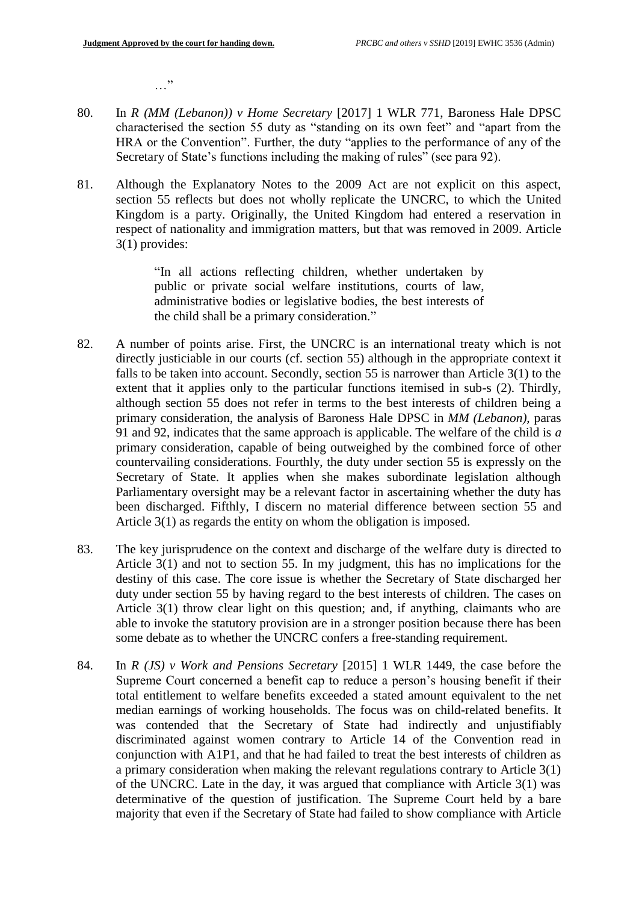…"

80. In *R (MM (Lebanon)) v Home Secretary* [2017] 1 WLR 771, Baroness Hale DPSC characterised the section 55 duty as "standing on its own feet" and "apart from the HRA or the Convention". Further, the duty "applies to the performance of any of the Secretary of State's functions including the making of rules" (see para 92).

81. Although the Explanatory Notes to the 2009 Act are not explicit on this aspect, section 55 reflects but does not wholly replicate the UNCRC, to which the United Kingdom is a party. Originally, the United Kingdom had entered a reservation in respect of nationality and immigration matters, but that was removed in 2009. Article 3(1) provides:

> "In all actions reflecting children, whether undertaken by public or private social welfare institutions, courts of law, administrative bodies or legislative bodies, the best interests of the child shall be a primary consideration."

82. A number of points arise. First, the UNCRC is an international treaty which is not directly justiciable in our courts (cf. section 55) although in the appropriate context it falls to be taken into account. Secondly, section 55 is narrower than Article 3(1) to the extent that it applies only to the particular functions itemised in sub-s (2). Thirdly, although section 55 does not refer in terms to the best interests of children being a primary consideration, the analysis of Baroness Hale DPSC in *MM (Lebanon)*, paras 91 and 92, indicates that the same approach is applicable. The welfare of the child is *a* primary consideration, capable of being outweighed by the combined force of other countervailing considerations. Fourthly, the duty under section 55 is expressly on the Secretary of State. It applies when she makes subordinate legislation although Parliamentary oversight may be a relevant factor in ascertaining whether the duty has been discharged. Fifthly, I discern no material difference between section 55 and Article 3(1) as regards the entity on whom the obligation is imposed.

83. The key jurisprudence on the context and discharge of the welfare duty is directed to Article 3(1) and not to section 55. In my judgment, this has no implications for the destiny of this case. The core issue is whether the Secretary of State discharged her duty under section 55 by having regard to the best interests of children. The cases on Article 3(1) throw clear light on this question; and, if anything, claimants who are able to invoke the statutory provision are in a stronger position because there has been some debate as to whether the UNCRC confers a free-standing requirement.

84. In *R (JS) v Work and Pensions Secretary* [2015] 1 WLR 1449, the case before the Supreme Court concerned a benefit cap to reduce a person's housing benefit if their total entitlement to welfare benefits exceeded a stated amount equivalent to the net median earnings of working households. The focus was on child-related benefits. It was contended that the Secretary of State had indirectly and unjustifiably discriminated against women contrary to Article 14 of the Convention read in conjunction with A1P1, and that he had failed to treat the best interests of children as a primary consideration when making the relevant regulations contrary to Article 3(1) of the UNCRC. Late in the day, it was argued that compliance with Article 3(1) was determinative of the question of justification. The Supreme Court held by a bare majority that even if the Secretary of State had failed to show compliance with Article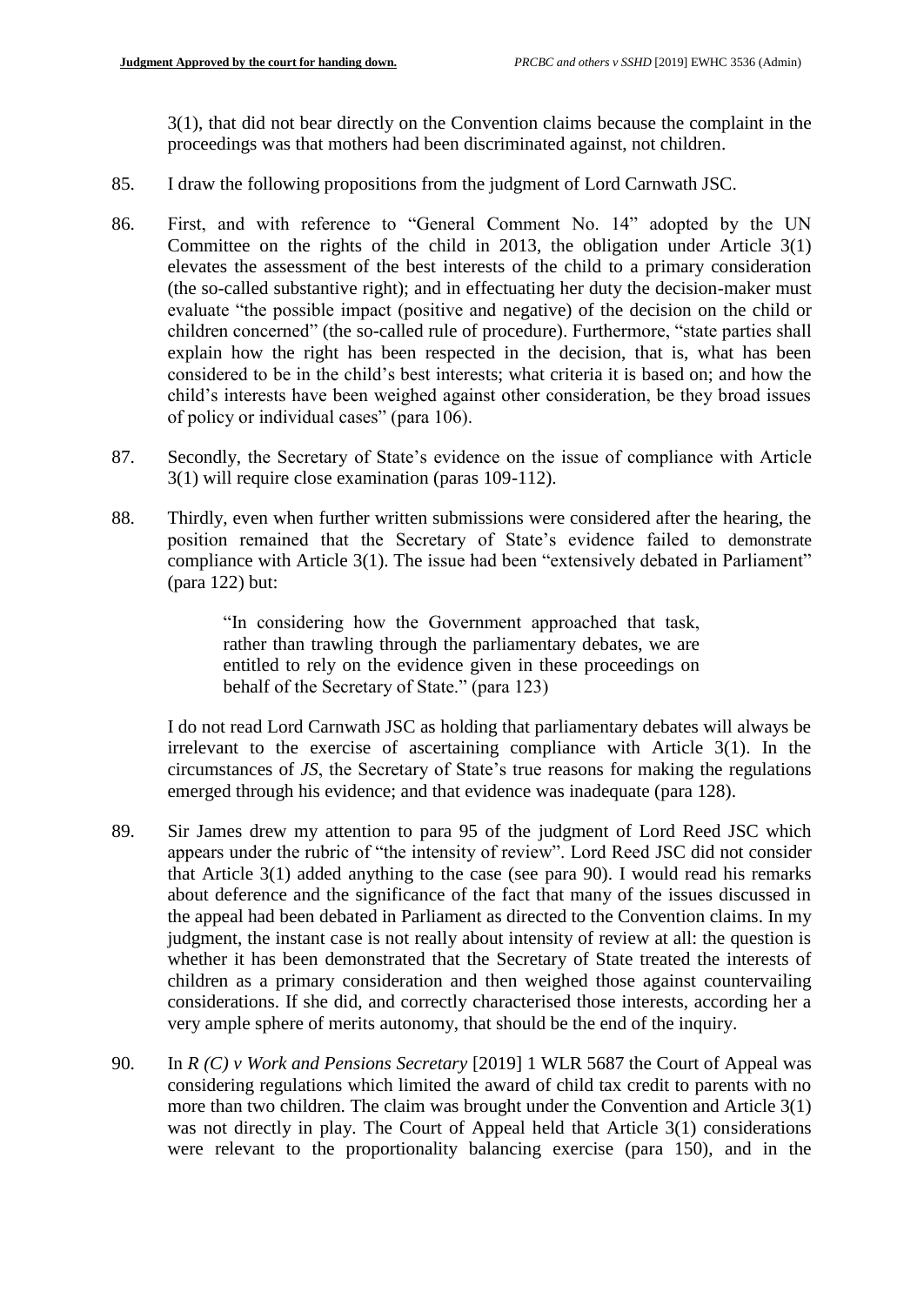3(1), that did not bear directly on the Convention claims because the complaint in the proceedings was that mothers had been discriminated against, not children.

85. I draw the following propositions from the judgment of Lord Carnwath JSC.

86. First, and with reference to "General Comment No. 14" adopted by the UN Committee on the rights of the child in 2013, the obligation under Article 3(1) elevates the assessment of the best interests of the child to a primary consideration (the so-called substantive right); and in effectuating her duty the decision-maker must evaluate "the possible impact (positive and negative) of the decision on the child or children concerned" (the so-called rule of procedure). Furthermore, "state parties shall explain how the right has been respected in the decision, that is, what has been considered to be in the child's best interests; what criteria it is based on; and how the child's interests have been weighed against other consideration, be they broad issues of policy or individual cases" (para 106).

87. Secondly, the Secretary of State's evidence on the issue of compliance with Article 3(1) will require close examination (paras 109-112).

88. Thirdly, even when further written submissions were considered after the hearing, the position remained that the Secretary of State's evidence failed to demonstrate compliance with Article 3(1). The issue had been "extensively debated in Parliament" (para 122) but:

> "In considering how the Government approached that task, rather than trawling through the parliamentary debates, we are entitled to rely on the evidence given in these proceedings on behalf of the Secretary of State." (para 123)

I do not read Lord Carnwath JSC as holding that parliamentary debates will always be irrelevant to the exercise of ascertaining compliance with Article 3(1). In the circumstances of *JS*, the Secretary of State's true reasons for making the regulations emerged through his evidence; and that evidence was inadequate (para 128).

89. Sir James drew my attention to para 95 of the judgment of Lord Reed JSC which appears under the rubric of "the intensity of review". Lord Reed JSC did not consider that Article 3(1) added anything to the case (see para 90). I would read his remarks about deference and the significance of the fact that many of the issues discussed in the appeal had been debated in Parliament as directed to the Convention claims. In my judgment, the instant case is not really about intensity of review at all: the question is whether it has been demonstrated that the Secretary of State treated the interests of children as a primary consideration and then weighed those against countervailing considerations. If she did, and correctly characterised those interests, according her a very ample sphere of merits autonomy, that should be the end of the inquiry.

90. In *R (C) v Work and Pensions Secretary* [2019] 1 WLR 5687 the Court of Appeal was considering regulations which limited the award of child tax credit to parents with no more than two children. The claim was brought under the Convention and Article 3(1) was not directly in play. The Court of Appeal held that Article 3(1) considerations were relevant to the proportionality balancing exercise (para 150), and in the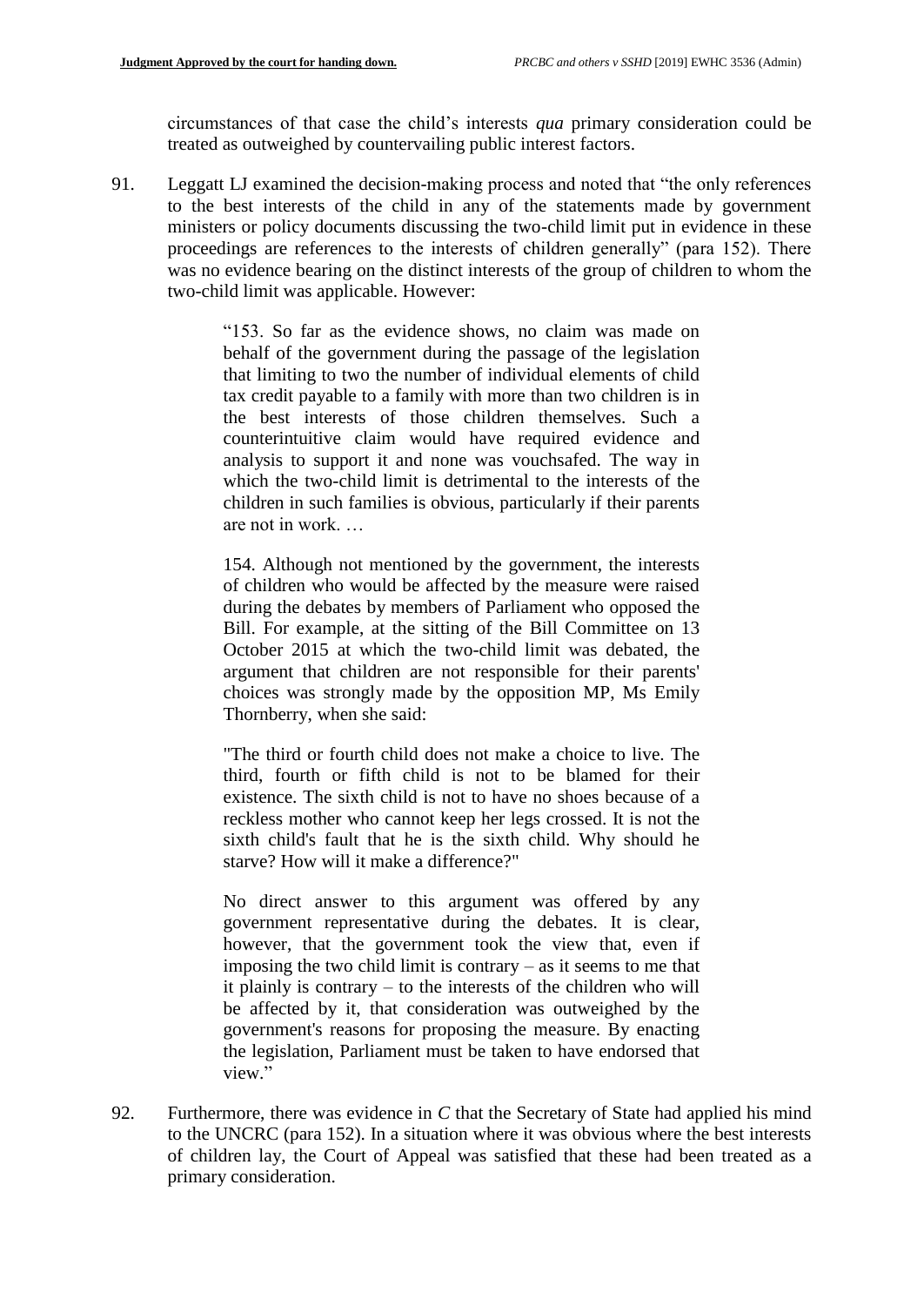circumstances of that case the child's interests *qua* primary consideration could be treated as outweighed by countervailing public interest factors.

91. Leggatt LJ examined the decision-making process and noted that "the only references to the best interests of the child in any of the statements made by government ministers or policy documents discussing the two-child limit put in evidence in these proceedings are references to the interests of children generally" (para 152). There was no evidence bearing on the distinct interests of the group of children to whom the two-child limit was applicable. However:

> "153. So far as the evidence shows, no claim was made on behalf of the government during the passage of the legislation that limiting to two the number of individual elements of child tax credit payable to a family with more than two children is in the best interests of those children themselves. Such a counterintuitive claim would have required evidence and analysis to support it and none was vouchsafed. The way in which the two-child limit is detrimental to the interests of the children in such families is obvious, particularly if their parents are not in work. …
>
> 154. Although not mentioned by the government, the interests of children who would be affected by the measure were raised during the debates by members of Parliament who opposed the Bill. For example, at the sitting of the Bill Committee on 13 October 2015 at which the two-child limit was debated, the argument that children are not responsible for their parents' choices was strongly made by the opposition MP, Ms Emily Thornberry, when she said:
>
> "The third or fourth child does not make a choice to live. The third, fourth or fifth child is not to be blamed for their existence. The sixth child is not to have no shoes because of a reckless mother who cannot keep her legs crossed. It is not the sixth child's fault that he is the sixth child. Why should he starve? How will it make a difference?"
>
> No direct answer to this argument was offered by any government representative during the debates. It is clear, however, that the government took the view that, even if imposing the two child limit is contrary – as it seems to me that it plainly is contrary – to the interests of the children who will be affected by it, that consideration was outweighed by the government's reasons for proposing the measure. By enacting the legislation, Parliament must be taken to have endorsed that view."

92. Furthermore, there was evidence in *C* that the Secretary of State had applied his mind to the UNCRC (para 152). In a situation where it was obvious where the best interests of children lay, the Court of Appeal was satisfied that these had been treated as a primary consideration.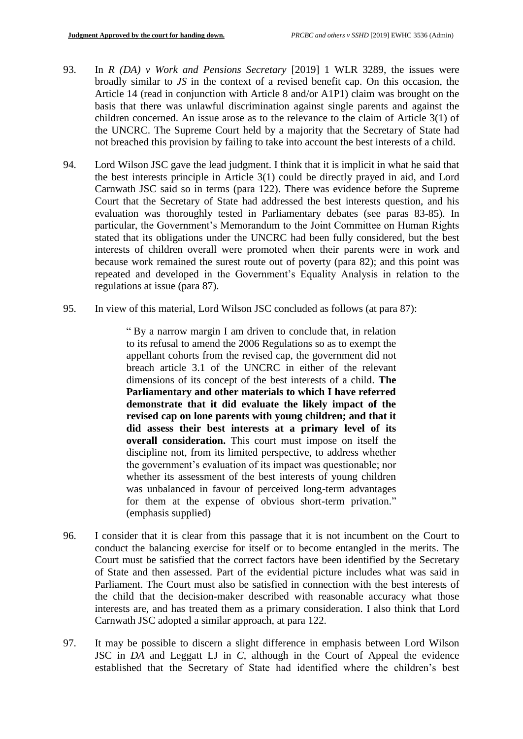93. In *R (DA) v Work and Pensions Secretary* [2019] 1 WLR 3289, the issues were broadly similar to *JS* in the context of a revised benefit cap. On this occasion, the Article 14 (read in conjunction with Article 8 and/or A1P1) claim was brought on the basis that there was unlawful discrimination against single parents and against the children concerned. An issue arose as to the relevance to the claim of Article 3(1) of the UNCRC. The Supreme Court held by a majority that the Secretary of State had not breached this provision by failing to take into account the best interests of a child.

94. Lord Wilson JSC gave the lead judgment. I think that it is implicit in what he said that the best interests principle in Article 3(1) could be directly prayed in aid, and Lord Carnwath JSC said so in terms (para 122). There was evidence before the Supreme Court that the Secretary of State had addressed the best interests question, and his evaluation was thoroughly tested in Parliamentary debates (see paras 83-85). In particular, the Government's Memorandum to the Joint Committee on Human Rights stated that its obligations under the UNCRC had been fully considered, but the best interests of children overall were promoted when their parents were in work and because work remained the surest route out of poverty (para 82); and this point was repeated and developed in the Government's Equality Analysis in relation to the regulations at issue (para 87).

95. In view of this material, Lord Wilson JSC concluded as follows (at para 87):

> " By a narrow margin I am driven to conclude that, in relation to its refusal to amend the 2006 Regulations so as to exempt the appellant cohorts from the revised cap, the government did not breach article 3.1 of the UNCRC in either of the relevant dimensions of its concept of the best interests of a child. **The Parliamentary and other materials to which I have referred demonstrate that it did evaluate the likely impact of the revised cap on lone parents with young children; and that it did assess their best interests at a primary level of its overall consideration.** This court must impose on itself the discipline not, from its limited perspective, to address whether the government's evaluation of its impact was questionable; nor whether its assessment of the best interests of young children was unbalanced in favour of perceived long-term advantages for them at the expense of obvious short-term privation." (emphasis supplied)

96. I consider that it is clear from this passage that it is not incumbent on the Court to conduct the balancing exercise for itself or to become entangled in the merits. The Court must be satisfied that the correct factors have been identified by the Secretary of State and then assessed. Part of the evidential picture includes what was said in Parliament. The Court must also be satisfied in connection with the best interests of the child that the decision-maker described with reasonable accuracy what those interests are, and has treated them as a primary consideration. I also think that Lord Carnwath JSC adopted a similar approach, at para 122.

97. It may be possible to discern a slight difference in emphasis between Lord Wilson JSC in *DA* and Leggatt LJ in *C*, although in the Court of Appeal the evidence established that the Secretary of State had identified where the children's best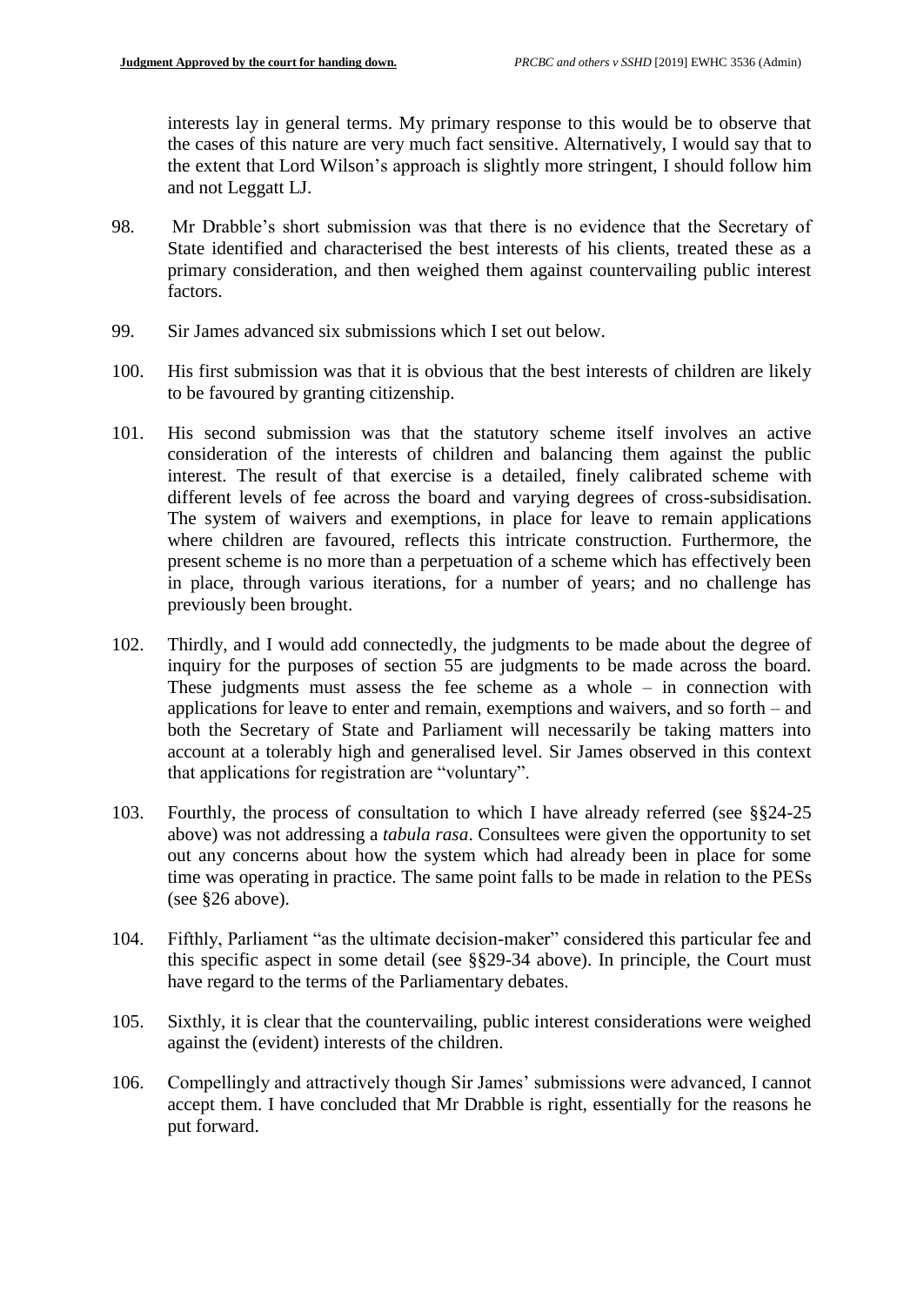interests lay in general terms. My primary response to this would be to observe that the cases of this nature are very much fact sensitive. Alternatively, I would say that to the extent that Lord Wilson's approach is slightly more stringent, I should follow him and not Leggatt LJ.

98. Mr Drabble's short submission was that there is no evidence that the Secretary of State identified and characterised the best interests of his clients, treated these as a primary consideration, and then weighed them against countervailing public interest factors.

99. Sir James advanced six submissions which I set out below.

100. His first submission was that it is obvious that the best interests of children are likely to be favoured by granting citizenship.

101. His second submission was that the statutory scheme itself involves an active consideration of the interests of children and balancing them against the public interest. The result of that exercise is a detailed, finely calibrated scheme with different levels of fee across the board and varying degrees of cross-subsidisation. The system of waivers and exemptions, in place for leave to remain applications where children are favoured, reflects this intricate construction. Furthermore, the present scheme is no more than a perpetuation of a scheme which has effectively been in place, through various iterations, for a number of years; and no challenge has previously been brought.

102. Thirdly, and I would add connectedly, the judgments to be made about the degree of inquiry for the purposes of section 55 are judgments to be made across the board. These judgments must assess the fee scheme as a whole – in connection with applications for leave to enter and remain, exemptions and waivers, and so forth – and both the Secretary of State and Parliament will necessarily be taking matters into account at a tolerably high and generalised level. Sir James observed in this context that applications for registration are "voluntary".

103. Fourthly, the process of consultation to which I have already referred (see §§24-25 above) was not addressing a *tabula rasa*. Consultees were given the opportunity to set out any concerns about how the system which had already been in place for some time was operating in practice. The same point falls to be made in relation to the PESs (see §26 above).

104. Fifthly, Parliament "as the ultimate decision-maker" considered this particular fee and this specific aspect in some detail (see §§29-34 above). In principle, the Court must have regard to the terms of the Parliamentary debates.

105. Sixthly, it is clear that the countervailing, public interest considerations were weighed against the (evident) interests of the children.

106. Compellingly and attractively though Sir James' submissions were advanced, I cannot accept them. I have concluded that Mr Drabble is right, essentially for the reasons he put forward.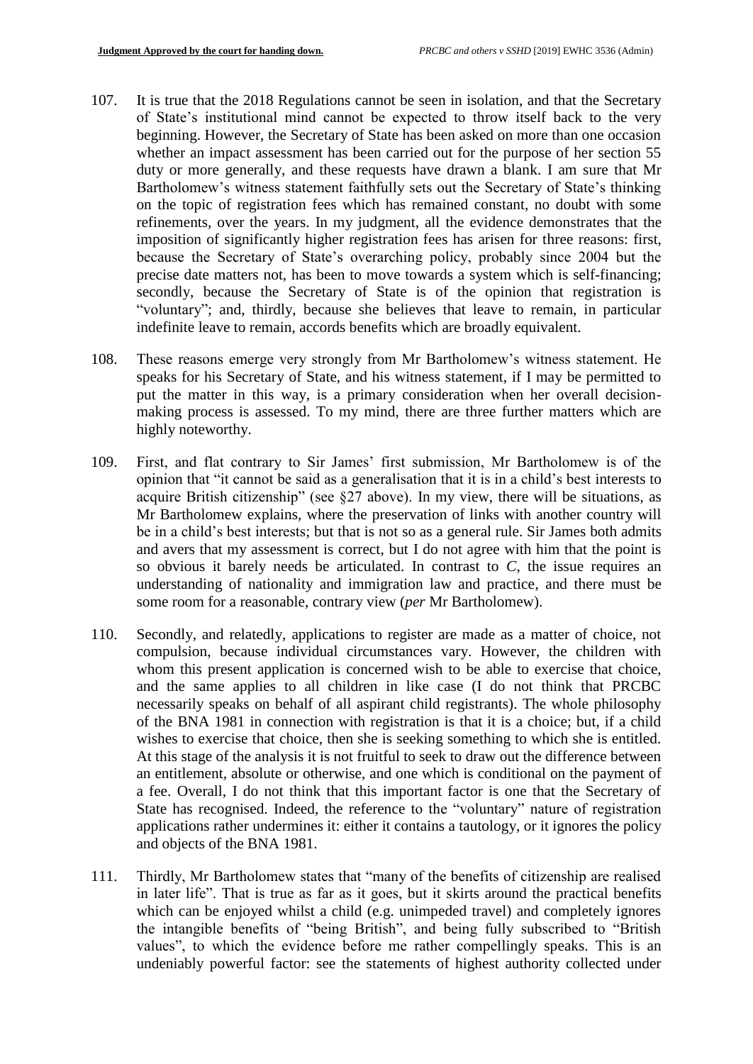107. It is true that the 2018 Regulations cannot be seen in isolation, and that the Secretary of State's institutional mind cannot be expected to throw itself back to the very beginning. However, the Secretary of State has been asked on more than one occasion whether an impact assessment has been carried out for the purpose of her section 55 duty or more generally, and these requests have drawn a blank. I am sure that Mr Bartholomew's witness statement faithfully sets out the Secretary of State's thinking on the topic of registration fees which has remained constant, no doubt with some refinements, over the years. In my judgment, all the evidence demonstrates that the imposition of significantly higher registration fees has arisen for three reasons: first, because the Secretary of State's overarching policy, probably since 2004 but the precise date matters not, has been to move towards a system which is self-financing; secondly, because the Secretary of State is of the opinion that registration is "voluntary"; and, thirdly, because she believes that leave to remain, in particular indefinite leave to remain, accords benefits which are broadly equivalent.

108. These reasons emerge very strongly from Mr Bartholomew's witness statement. He speaks for his Secretary of State, and his witness statement, if I may be permitted to put the matter in this way, is a primary consideration when her overall decision-making process is assessed. To my mind, there are three further matters which are highly noteworthy.

109. First, and flat contrary to Sir James' first submission, Mr Bartholomew is of the opinion that "it cannot be said as a generalisation that it is in a child's best interests to acquire British citizenship" (see §27 above). In my view, there will be situations, as Mr Bartholomew explains, where the preservation of links with another country will be in a child's best interests; but that is not so as a general rule. Sir James both admits and avers that my assessment is correct, but I do not agree with him that the point is so obvious it barely needs be articulated. In contrast to *C*, the issue requires an understanding of nationality and immigration law and practice, and there must be some room for a reasonable, contrary view (*per* Mr Bartholomew).

110. Secondly, and relatedly, applications to register are made as a matter of choice, not compulsion, because individual circumstances vary. However, the children with whom this present application is concerned wish to be able to exercise that choice, and the same applies to all children in like case (I do not think that PRCBC necessarily speaks on behalf of all aspirant child registrants). The whole philosophy of the BNA 1981 in connection with registration is that it is a choice; but, if a child wishes to exercise that choice, then she is seeking something to which she is entitled. At this stage of the analysis it is not fruitful to seek to draw out the difference between an entitlement, absolute or otherwise, and one which is conditional on the payment of a fee. Overall, I do not think that this important factor is one that the Secretary of State has recognised. Indeed, the reference to the "voluntary" nature of registration applications rather undermines it: either it contains a tautology, or it ignores the policy and objects of the BNA 1981.

111. Thirdly, Mr Bartholomew states that "many of the benefits of citizenship are realised in later life". That is true as far as it goes, but it skirts around the practical benefits which can be enjoyed whilst a child (e.g. unimpeded travel) and completely ignores the intangible benefits of "being British", and being fully subscribed to "British values", to which the evidence before me rather compellingly speaks. This is an undeniably powerful factor: see the statements of highest authority collected under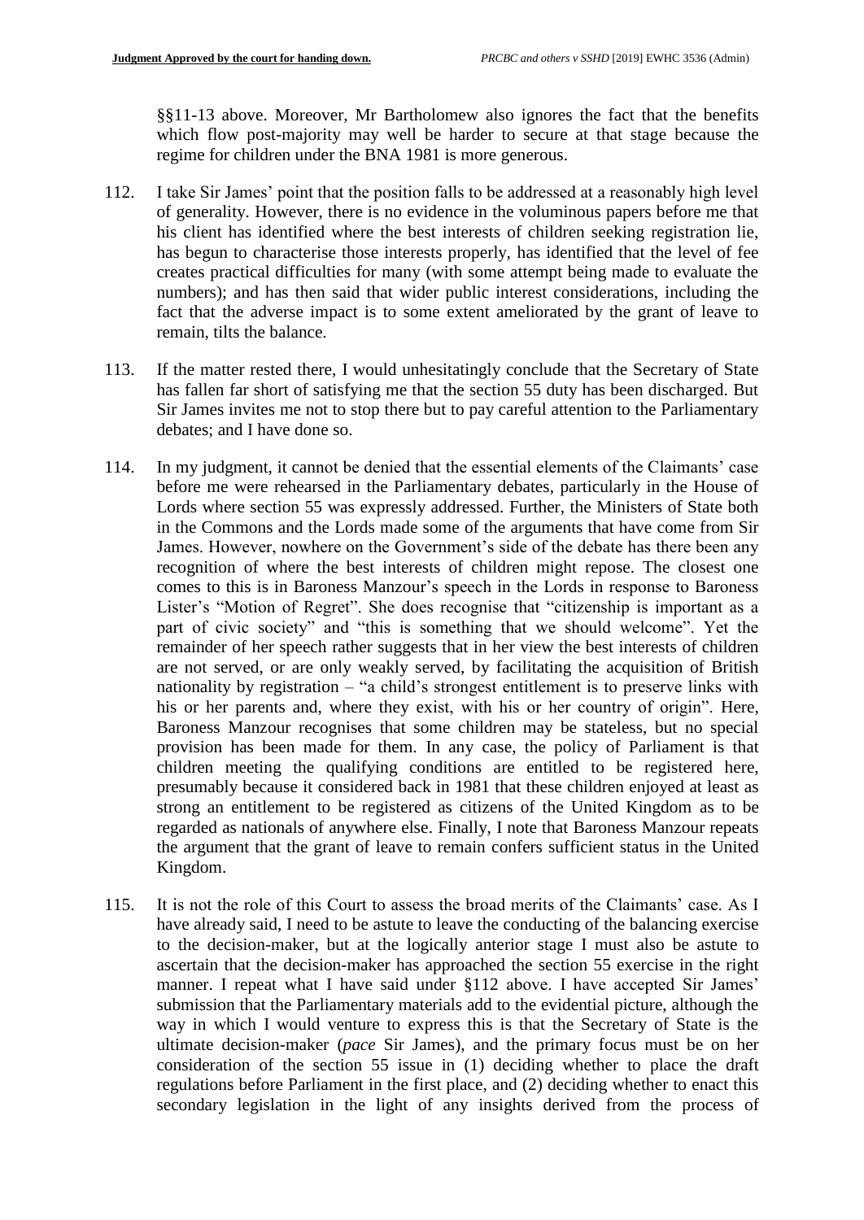§§11-13 above. Moreover, Mr Bartholomew also ignores the fact that the benefits which flow post-majority may well be harder to secure at that stage because the regime for children under the BNA 1981 is more generous.

112. I take Sir James' point that the position falls to be addressed at a reasonably high level of generality. However, there is no evidence in the voluminous papers before me that his client has identified where the best interests of children seeking registration lie, has begun to characterise those interests properly, has identified that the level of fee creates practical difficulties for many (with some attempt being made to evaluate the numbers); and has then said that wider public interest considerations, including the fact that the adverse impact is to some extent ameliorated by the grant of leave to remain, tilts the balance.

113. If the matter rested there, I would unhesitatingly conclude that the Secretary of State has fallen far short of satisfying me that the section 55 duty has been discharged. But Sir James invites me not to stop there but to pay careful attention to the Parliamentary debates; and I have done so.

114. In my judgment, it cannot be denied that the essential elements of the Claimants' case before me were rehearsed in the Parliamentary debates, particularly in the House of Lords where section 55 was expressly addressed. Further, the Ministers of State both in the Commons and the Lords made some of the arguments that have come from Sir James. However, nowhere on the Government's side of the debate has there been any recognition of where the best interests of children might repose. The closest one comes to this is in Baroness Manzour's speech in the Lords in response to Baroness Lister's "Motion of Regret". She does recognise that "citizenship is important as a part of civic society" and "this is something that we should welcome". Yet the remainder of her speech rather suggests that in her view the best interests of children are not served, or are only weakly served, by facilitating the acquisition of British nationality by registration – "a child's strongest entitlement is to preserve links with his or her parents and, where they exist, with his or her country of origin". Here, Baroness Manzour recognises that some children may be stateless, but no special provision has been made for them. In any case, the policy of Parliament is that children meeting the qualifying conditions are entitled to be registered here, presumably because it considered back in 1981 that these children enjoyed at least as strong an entitlement to be registered as citizens of the United Kingdom as to be regarded as nationals of anywhere else. Finally, I note that Baroness Manzour repeats the argument that the grant of leave to remain confers sufficient status in the United Kingdom.

115. It is not the role of this Court to assess the broad merits of the Claimants' case. As I have already said, I need to be astute to leave the conducting of the balancing exercise to the decision-maker, but at the logically anterior stage I must also be astute to ascertain that the decision-maker has approached the section 55 exercise in the right manner. I repeat what I have said under §112 above. I have accepted Sir James' submission that the Parliamentary materials add to the evidential picture, although the way in which I would venture to express this is that the Secretary of State is the ultimate decision-maker (*pace* Sir James), and the primary focus must be on her consideration of the section 55 issue in (1) deciding whether to place the draft regulations before Parliament in the first place, and (2) deciding whether to enact this secondary legislation in the light of any insights derived from the process of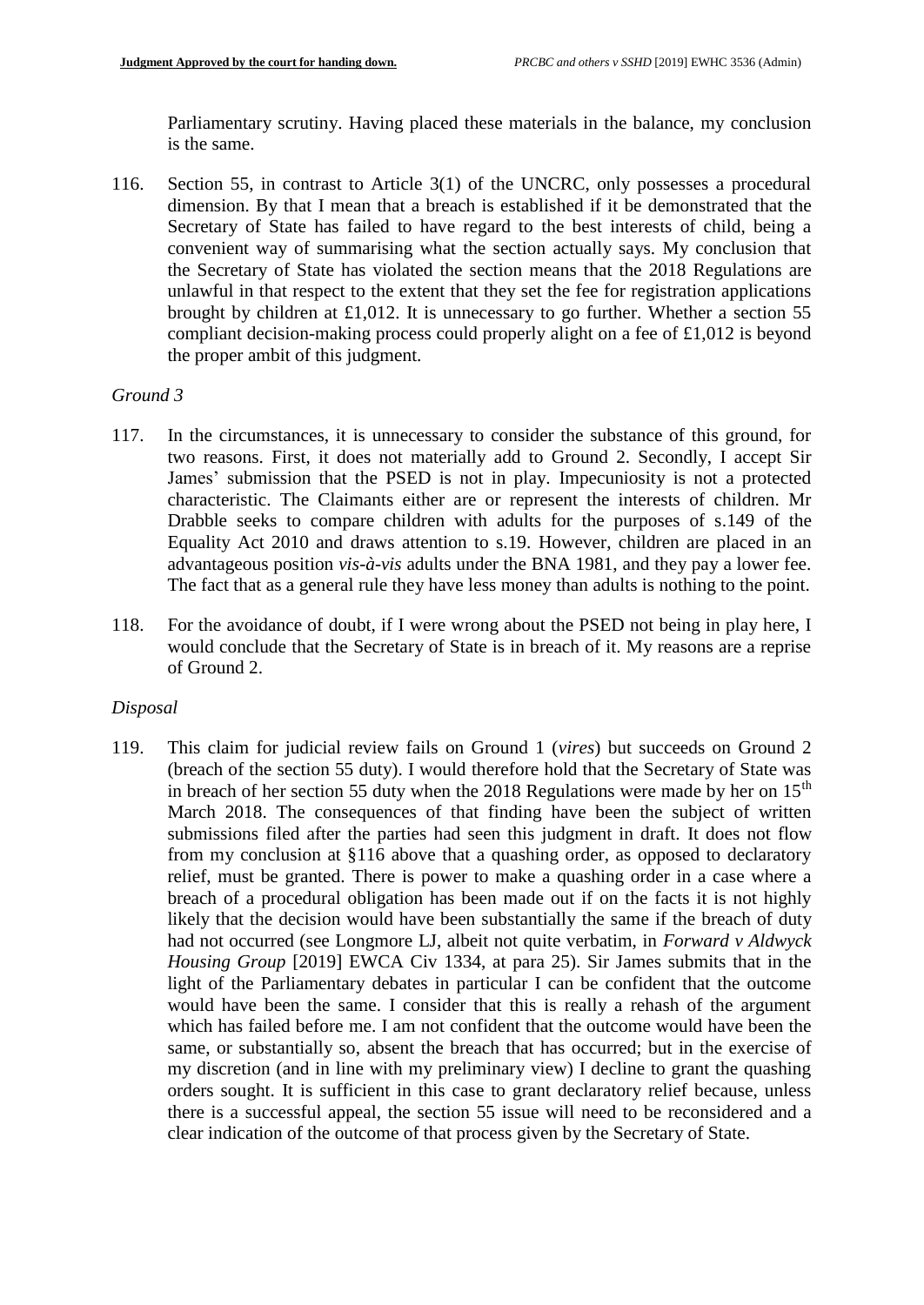Parliamentary scrutiny. Having placed these materials in the balance, my conclusion is the same.

116. Section 55, in contrast to Article 3(1) of the UNCRC, only possesses a procedural dimension. By that I mean that a breach is established if it be demonstrated that the Secretary of State has failed to have regard to the best interests of child, being a convenient way of summarising what the section actually says. My conclusion that the Secretary of State has violated the section means that the 2018 Regulations are unlawful in that respect to the extent that they set the fee for registration applications brought by children at £1,012. It is unnecessary to go further. Whether a section 55 compliant decision-making process could properly alight on a fee of £1,012 is beyond the proper ambit of this judgment.

*Ground 3*

117. In the circumstances, it is unnecessary to consider the substance of this ground, for two reasons. First, it does not materially add to Ground 2. Secondly, I accept Sir James' submission that the PSED is not in play. Impecuniosity is not a protected characteristic. The Claimants either are or represent the interests of children. Mr Drabble seeks to compare children with adults for the purposes of s.149 of the Equality Act 2010 and draws attention to s.19. However, children are placed in an advantageous position *vis-à-vis* adults under the BNA 1981, and they pay a lower fee. The fact that as a general rule they have less money than adults is nothing to the point.

118. For the avoidance of doubt, if I were wrong about the PSED not being in play here, I would conclude that the Secretary of State is in breach of it. My reasons are a reprise of Ground 2.

*Disposal*

119. This claim for judicial review fails on Ground 1 (*vires*) but succeeds on Ground 2 (breach of the section 55 duty). I would therefore hold that the Secretary of State was in breach of her section 55 duty when the 2018 Regulations were made by her on 15th March 2018. The consequences of that finding have been the subject of written submissions filed after the parties had seen this judgment in draft. It does not flow from my conclusion at §116 above that a quashing order, as opposed to declaratory relief, must be granted. There is power to make a quashing order in a case where a breach of a procedural obligation has been made out if on the facts it is not highly likely that the decision would have been substantially the same if the breach of duty had not occurred (see Longmore LJ, albeit not quite verbatim, in *Forward v Aldwyck Housing Group* [2019] EWCA Civ 1334, at para 25). Sir James submits that in the light of the Parliamentary debates in particular I can be confident that the outcome would have been the same. I consider that this is really a rehash of the argument which has failed before me. I am not confident that the outcome would have been the same, or substantially so, absent the breach that has occurred; but in the exercise of my discretion (and in line with my preliminary view) I decline to grant the quashing orders sought. It is sufficient in this case to grant declaratory relief because, unless there is a successful appeal, the section 55 issue will need to be reconsidered and a clear indication of the outcome of that process given by the Secretary of State.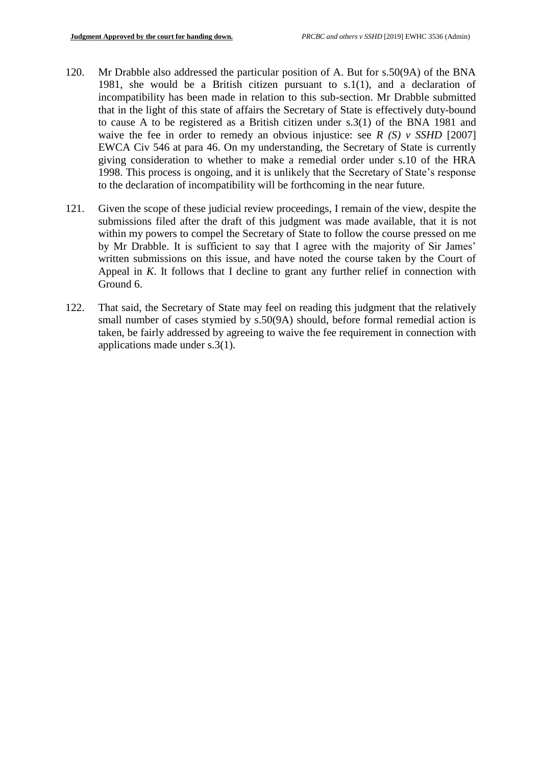120. Mr Drabble also addressed the particular position of A. But for s.50(9A) of the BNA 1981, she would be a British citizen pursuant to s.1(1), and a declaration of incompatibility has been made in relation to this sub-section. Mr Drabble submitted that in the light of this state of affairs the Secretary of State is effectively duty-bound to cause A to be registered as a British citizen under s.3(1) of the BNA 1981 and waive the fee in order to remedy an obvious injustice: see *R (S) v SSHD* [2007] EWCA Civ 546 at para 46. On my understanding, the Secretary of State is currently giving consideration to whether to make a remedial order under s.10 of the HRA 1998. This process is ongoing, and it is unlikely that the Secretary of State's response to the declaration of incompatibility will be forthcoming in the near future.

121. Given the scope of these judicial review proceedings, I remain of the view, despite the submissions filed after the draft of this judgment was made available, that it is not within my powers to compel the Secretary of State to follow the course pressed on me by Mr Drabble. It is sufficient to say that I agree with the majority of Sir James' written submissions on this issue, and have noted the course taken by the Court of Appeal in *K*. It follows that I decline to grant any further relief in connection with Ground 6.

122. That said, the Secretary of State may feel on reading this judgment that the relatively small number of cases stymied by s.50(9A) should, before formal remedial action is taken, be fairly addressed by agreeing to waive the fee requirement in connection with applications made under s.3(1).